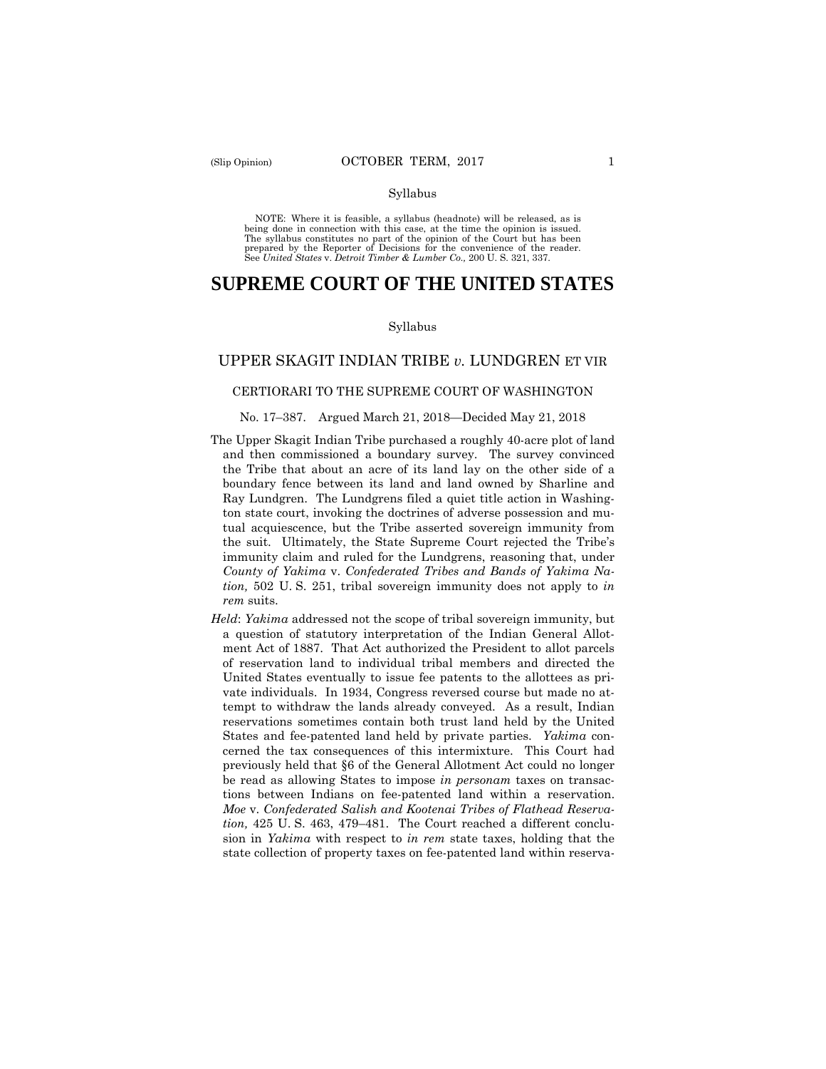Syllabus

NOTE: Where it is feasible, a syllabus (headnote) will be released, as is being done in connection with this case, at the time the opinion is issued. The syllabus constitutes no part of the opinion of the Court but has been prepared by the Reporter of Decisions for the convenience of the reader. See *United States* v. *Detroit Timber & Lumber Co.,* 200 U. S. 321, 337.

# SUPREME COURT OF THE UNITED STATES

Syllabus

## UPPER SKAGIT INDIAN TRIBE *v.* LUNDGREN ET VIR

### CERTIORARI TO THE SUPREME COURT OF WASHINGTON

No. 17–387. Argued March 21, 2018—Decided May 21, 2018

The Upper Skagit Indian Tribe purchased a roughly 40-acre plot of land and then commissioned a boundary survey. The survey convinced the Tribe that about an acre of its land lay on the other side of a boundary fence between its land and land owned by Sharline and Ray Lundgren. The Lundgrens filed a quiet title action in Washington state court, invoking the doctrines of adverse possession and mutual acquiescence, but the Tribe asserted sovereign immunity from the suit. Ultimately, the State Supreme Court rejected the Tribe's immunity claim and ruled for the Lundgrens, reasoning that, under *County of Yakima* v. *Confederated Tribes and Bands of Yakima Nation,* 502 U. S. 251, tribal sovereign immunity does not apply to *in rem* suits.

*Held*: *Yakima* addressed not the scope of tribal sovereign immunity, but a question of statutory interpretation of the Indian General Allotment Act of 1887. That Act authorized the President to allot parcels of reservation land to individual tribal members and directed the United States eventually to issue fee patents to the allottees as private individuals. In 1934, Congress reversed course but made no attempt to withdraw the lands already conveyed. As a result, Indian reservations sometimes contain both trust land held by the United States and fee-patented land held by private parties. *Yakima* concerned the tax consequences of this intermixture. This Court had previously held that §6 of the General Allotment Act could no longer be read as allowing States to impose *in personam* taxes on transactions between Indians on fee-patented land within a reservation. *Moe* v. *Confederated Salish and Kootenai Tribes of Flathead Reservation,* 425 U. S. 463, 479–481. The Court reached a different conclusion in *Yakima* with respect to *in rem* state taxes, holding that the state collection of property taxes on fee-patented land within reserva-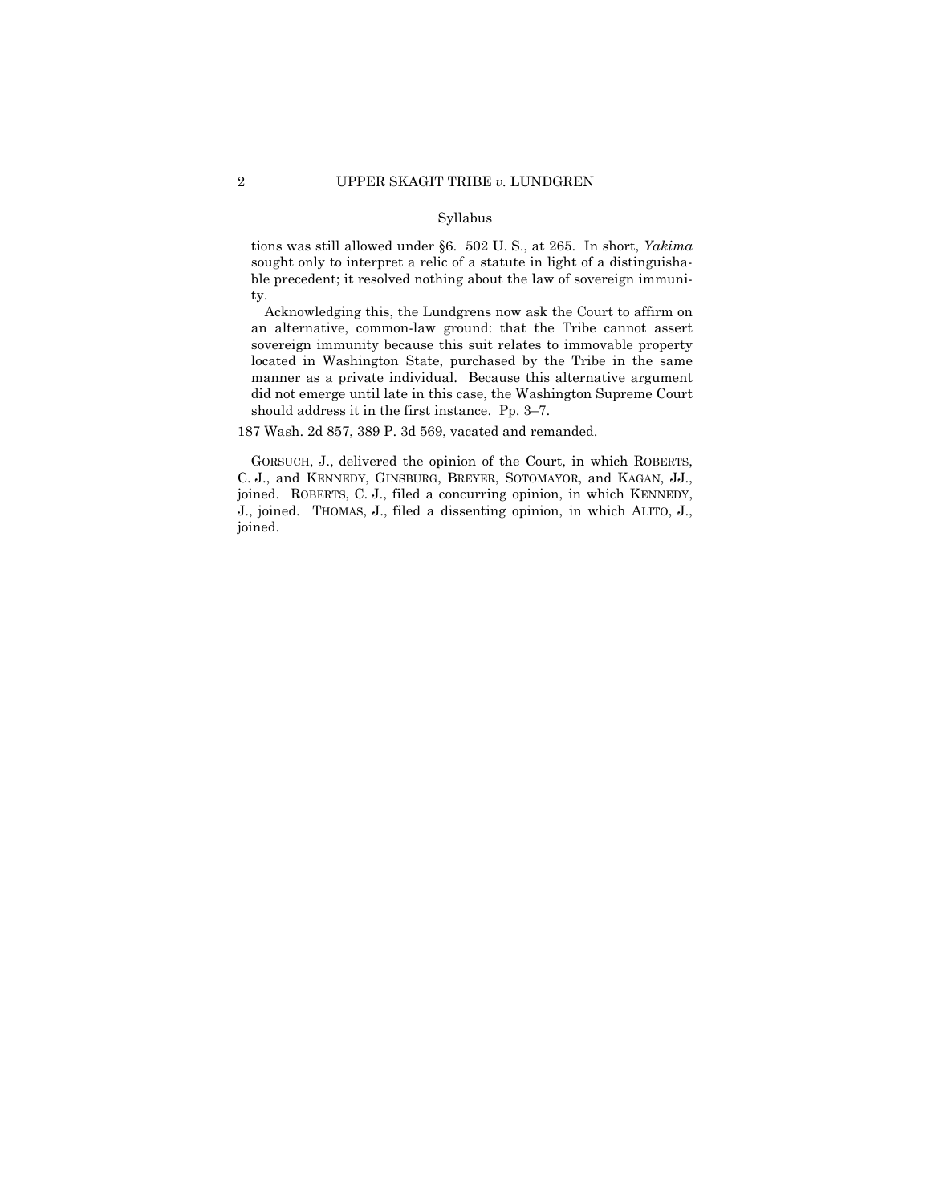Syllabus

tions was still allowed under §6. 502 U. S., at 265. In short, *Yakima* sought only to interpret a relic of a statute in light of a distinguishable precedent; it resolved nothing about the law of sovereign immunity.

Acknowledging this, the Lundgrens now ask the Court to affirm on an alternative, common-law ground: that the Tribe cannot assert sovereign immunity because this suit relates to immovable property located in Washington State, purchased by the Tribe in the same manner as a private individual. Because this alternative argument did not emerge until late in this case, the Washington Supreme Court should address it in the first instance. Pp. 3–7.

187 Wash. 2d 857, 389 P. 3d 569, vacated and remanded.

GORSUCH, J., delivered the opinion of the Court, in which ROBERTS, C. J., and KENNEDY, GINSBURG, BREYER, SOTOMAYOR, and KAGAN, JJ., joined. ROBERTS, C. J., filed a concurring opinion, in which KENNEDY, J., joined. THOMAS, J., filed a dissenting opinion, in which ALITO, J., joined.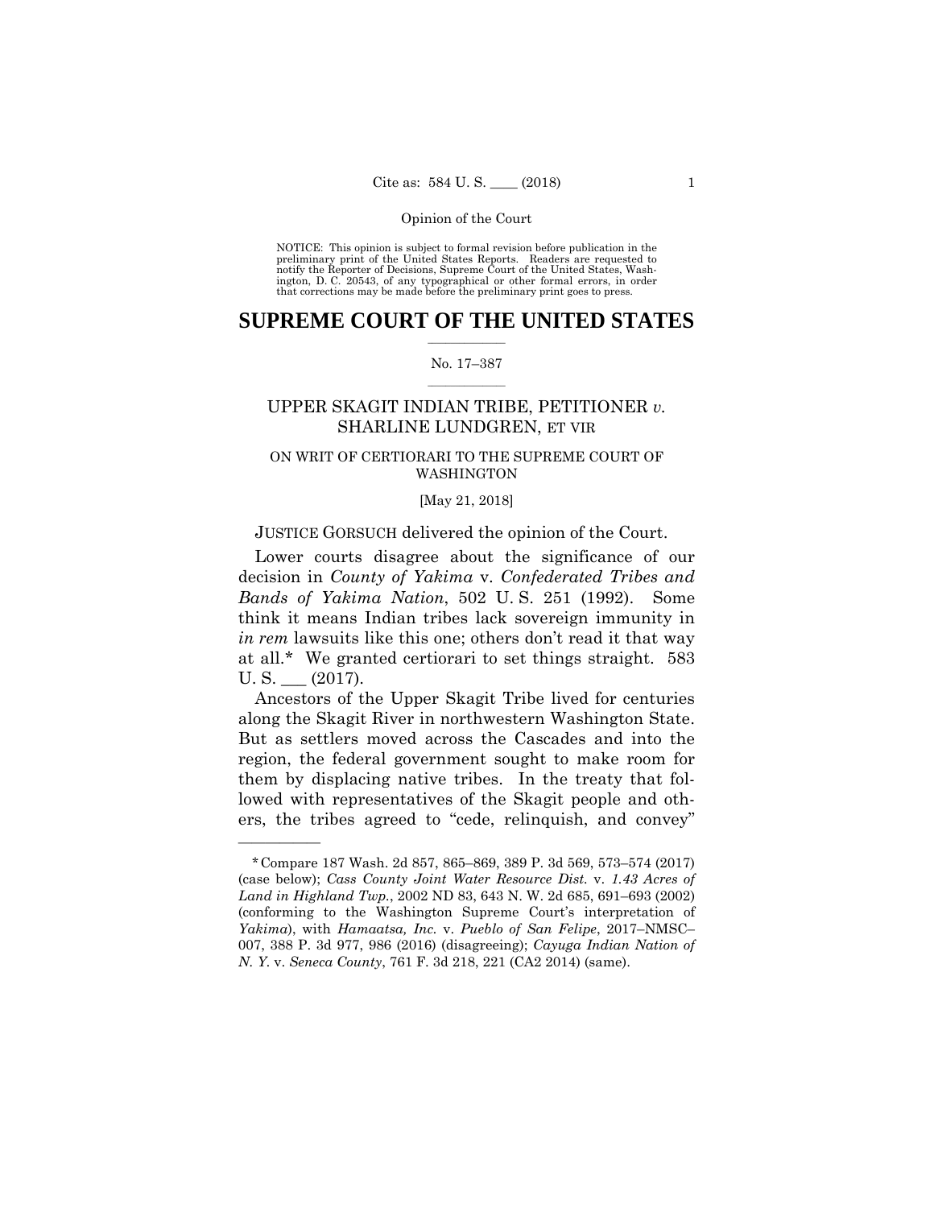Opinion of the Court

NOTICE: This opinion is subject to formal revision before publication in the preliminary print of the United States Reports. Readers are requested to notify the Reporter of Decisions, Supreme Court of the United States, Washington, D. C. 20543, of any typographical or other formal errors, in order that corrections may be made before the preliminary print goes to press.

# SUPREME COURT OF THE UNITED STATES

No. 17–387

UPPER SKAGIT INDIAN TRIBE, PETITIONER *v.* SHARLINE LUNDGREN, ET VIR

ON WRIT OF CERTIORARI TO THE SUPREME COURT OF WASHINGTON

[May 21, 2018]

JUSTICE GORSUCH delivered the opinion of the Court.

Lower courts disagree about the significance of our decision in *County of Yakima* v. *Confederated Tribes and Bands of Yakima Nation*, 502 U. S. 251 (1992). Some think it means Indian tribes lack sovereign immunity in *in rem* lawsuits like this one; others don't read it that way at all.* We granted certiorari to set things straight. 583 U. S. ___ (2017).

Ancestors of the Upper Skagit Tribe lived for centuries along the Skagit River in northwestern Washington State. But as settlers moved across the Cascades and into the region, the federal government sought to make room for them by displacing native tribes. In the treaty that followed with representatives of the Skagit people and others, the tribes agreed to "cede, relinquish, and convey"

---

*Compare 187 Wash. 2d 857, 865–869, 389 P. 3d 569, 573–574 (2017) (case below); *Cass County Joint Water Resource Dist.* v. *1.43 Acres of Land in Highland Twp.*, 2002 ND 83, 643 N. W. 2d 685, 691–693 (2002) (conforming to the Washington Supreme Court's interpretation of *Yakima*), with *Hamaatsa, Inc.* v. *Pueblo of San Felipe*, 2017–NMSC–007, 388 P. 3d 977, 986 (2016) (disagreeing); *Cayuga Indian Nation of N. Y.* v. *Seneca County*, 761 F. 3d 218, 221 (CA2 2014) (same).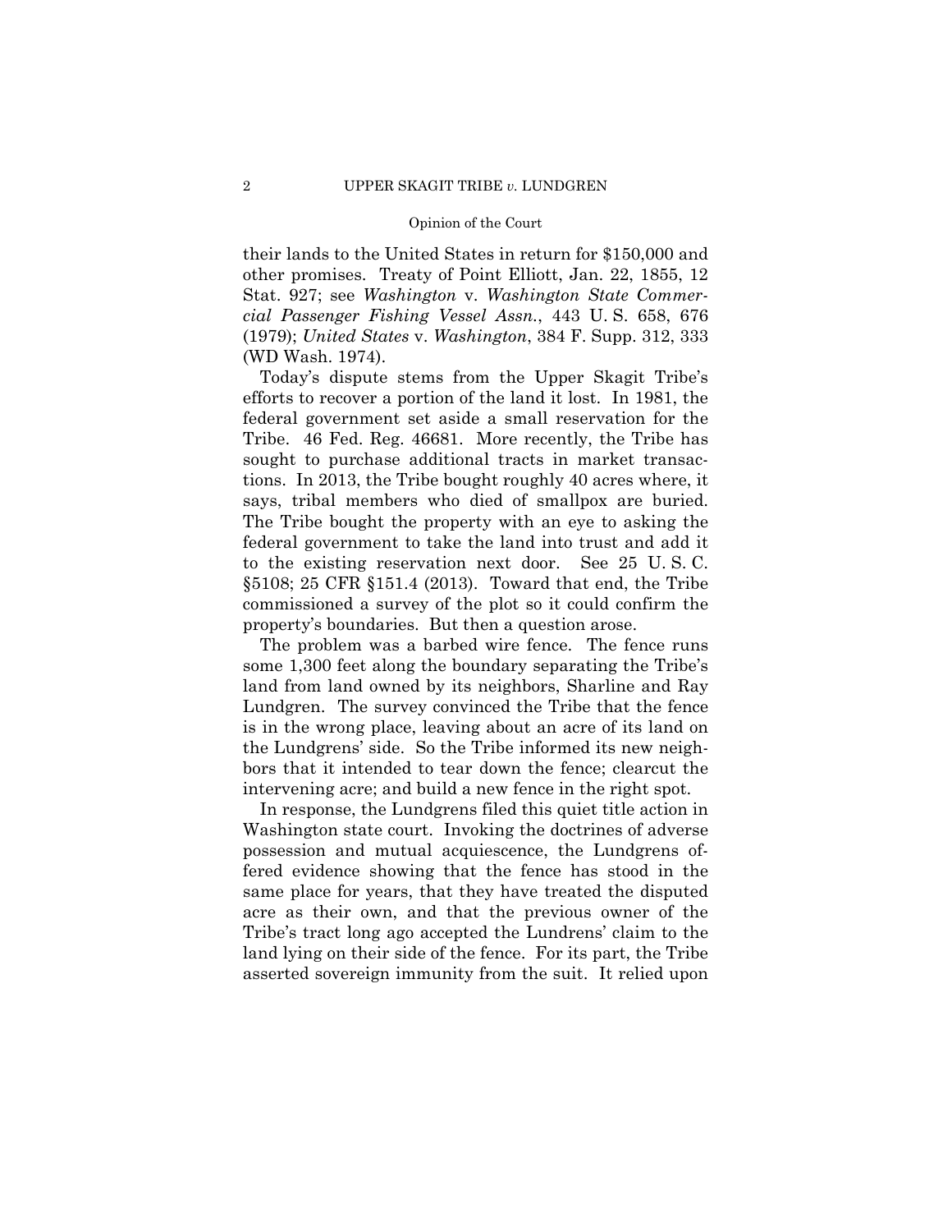their lands to the United States in return for $150,000 and other promises. Treaty of Point Elliott, Jan. 22, 1855, 12 Stat. 927; see *Washington* v. *Washington State Commercial Passenger Fishing Vessel Assn.*, 443 U. S. 658, 676 (1979); *United States* v. *Washington*, 384 F. Supp. 312, 333 (WD Wash. 1974).

Today's dispute stems from the Upper Skagit Tribe's efforts to recover a portion of the land it lost. In 1981, the federal government set aside a small reservation for the Tribe. 46 Fed. Reg. 46681. More recently, the Tribe has sought to purchase additional tracts in market transactions. In 2013, the Tribe bought roughly 40 acres where, it says, tribal members who died of smallpox are buried. The Tribe bought the property with an eye to asking the federal government to take the land into trust and add it to the existing reservation next door. See 25 U. S. C. §5108; 25 CFR §151.4 (2013). Toward that end, the Tribe commissioned a survey of the plot so it could confirm the property's boundaries. But then a question arose.

The problem was a barbed wire fence. The fence runs some 1,300 feet along the boundary separating the Tribe's land from land owned by its neighbors, Sharline and Ray Lundgren. The survey convinced the Tribe that the fence is in the wrong place, leaving about an acre of its land on the Lundgrens' side. So the Tribe informed its new neighbors that it intended to tear down the fence; clearcut the intervening acre; and build a new fence in the right spot.

In response, the Lundgrens filed this quiet title action in Washington state court. Invoking the doctrines of adverse possession and mutual acquiescence, the Lundgrens offered evidence showing that the fence has stood in the same place for years, that they have treated the disputed acre as their own, and that the previous owner of the Tribe's tract long ago accepted the Lundrens' claim to the land lying on their side of the fence. For its part, the Tribe asserted sovereign immunity from the suit. It relied upon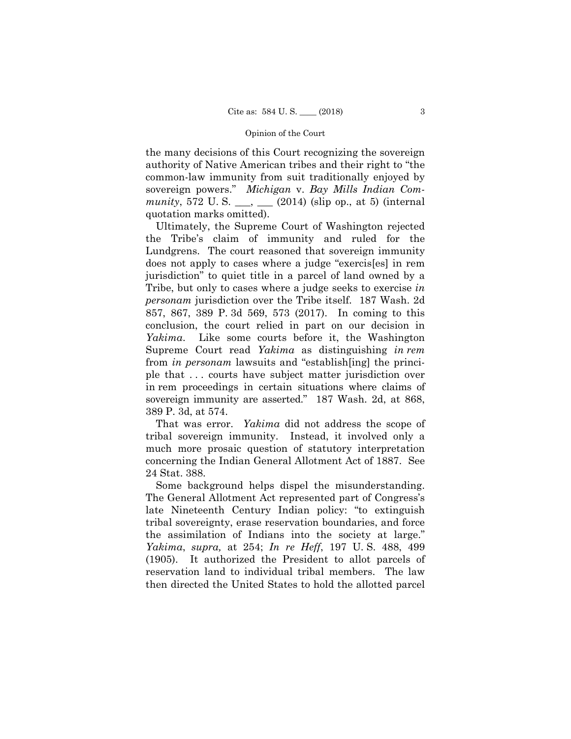the many decisions of this Court recognizing the sovereign authority of Native American tribes and their right to "the common-law immunity from suit traditionally enjoyed by sovereign powers." *Michigan* v. *Bay Mills Indian Community*, 572 U. S. \_\_\_, \_\_\_ (2014) (slip op., at 5) (internal quotation marks omitted).

Ultimately, the Supreme Court of Washington rejected the Tribe's claim of immunity and ruled for the Lundgrens. The court reasoned that sovereign immunity does not apply to cases where a judge "exercis[es] in rem jurisdiction" to quiet title in a parcel of land owned by a Tribe, but only to cases where a judge seeks to exercise *in personam* jurisdiction over the Tribe itself. 187 Wash. 2d 857, 867, 389 P. 3d 569, 573 (2017). In coming to this conclusion, the court relied in part on our decision in *Yakima*. Like some courts before it, the Washington Supreme Court read *Yakima* as distinguishing *in rem* from *in personam* lawsuits and "establish[ing] the principle that . . . courts have subject matter jurisdiction over in rem proceedings in certain situations where claims of sovereign immunity are asserted." 187 Wash. 2d, at 868, 389 P. 3d, at 574.

That was error. *Yakima* did not address the scope of tribal sovereign immunity. Instead, it involved only a much more prosaic question of statutory interpretation concerning the Indian General Allotment Act of 1887. See 24 Stat. 388.

Some background helps dispel the misunderstanding. The General Allotment Act represented part of Congress's late Nineteenth Century Indian policy: "to extinguish tribal sovereignty, erase reservation boundaries, and force the assimilation of Indians into the society at large." *Yakima*, *supra,* at 254; *In re Heff*, 197 U. S. 488, 499 (1905). It authorized the President to allot parcels of reservation land to individual tribal members. The law then directed the United States to hold the allotted parcel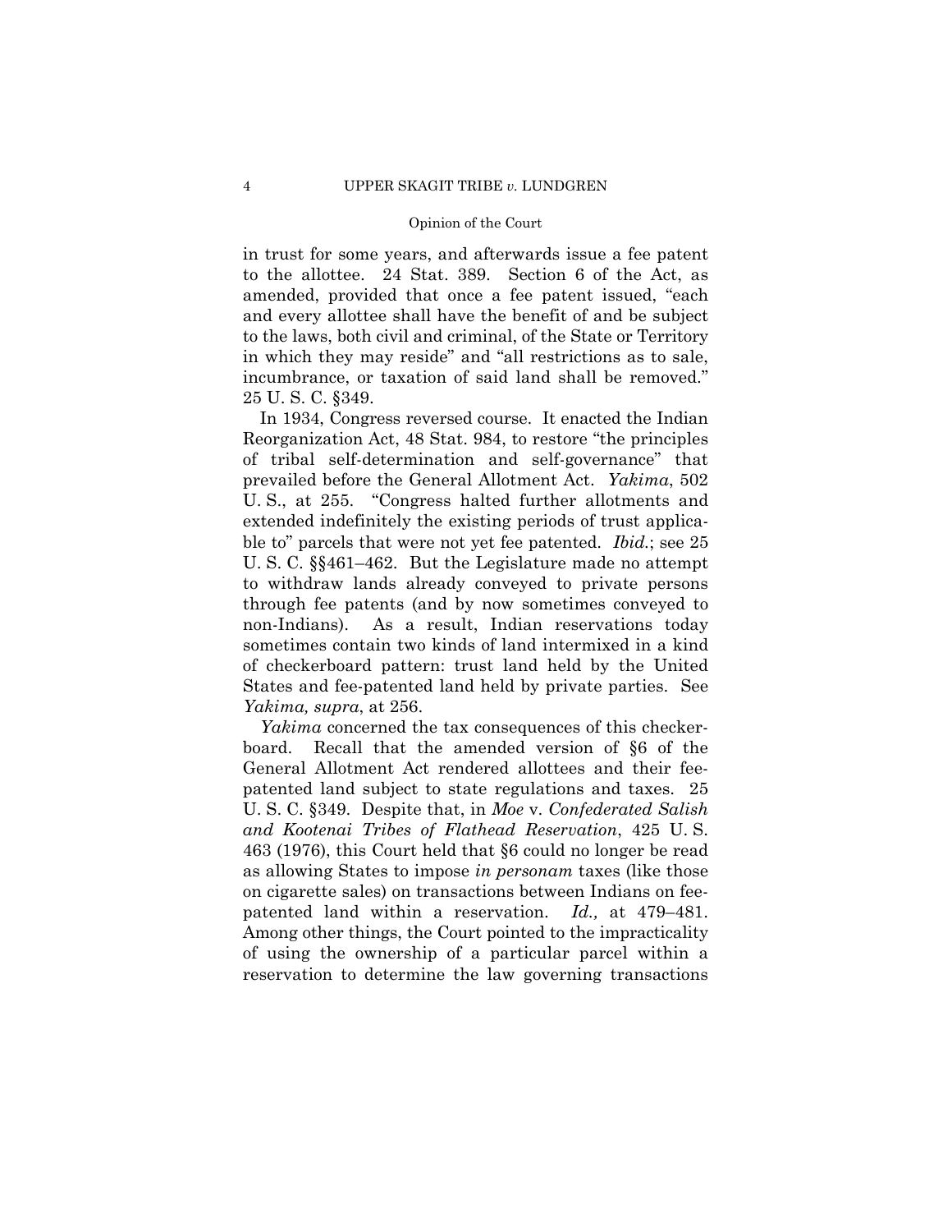in trust for some years, and afterwards issue a fee patent to the allottee. 24 Stat. 389. Section 6 of the Act, as amended, provided that once a fee patent issued, "each and every allottee shall have the benefit of and be subject to the laws, both civil and criminal, of the State or Territory in which they may reside" and "all restrictions as to sale, incumbrance, or taxation of said land shall be removed." 25 U. S. C. §349.

In 1934, Congress reversed course. It enacted the Indian Reorganization Act, 48 Stat. 984, to restore "the principles of tribal self-determination and self-governance" that prevailed before the General Allotment Act. *Yakima*, 502 U. S., at 255. "Congress halted further allotments and extended indefinitely the existing periods of trust applicable to" parcels that were not yet fee patented. *Ibid.*; see 25 U. S. C. §§461–462. But the Legislature made no attempt to withdraw lands already conveyed to private persons through fee patents (and by now sometimes conveyed to non-Indians). As a result, Indian reservations today sometimes contain two kinds of land intermixed in a kind of checkerboard pattern: trust land held by the United States and fee-patented land held by private parties. See *Yakima, supra*, at 256.

*Yakima* concerned the tax consequences of this checkerboard. Recall that the amended version of §6 of the General Allotment Act rendered allottees and their fee-patented land subject to state regulations and taxes. 25 U. S. C. §349. Despite that, in *Moe* v. *Confederated Salish and Kootenai Tribes of Flathead Reservation*, 425 U. S. 463 (1976), this Court held that §6 could no longer be read as allowing States to impose *in personam* taxes (like those on cigarette sales) on transactions between Indians on fee-patented land within a reservation. *Id.,* at 479–481. Among other things, the Court pointed to the impracticality of using the ownership of a particular parcel within a reservation to determine the law governing transactions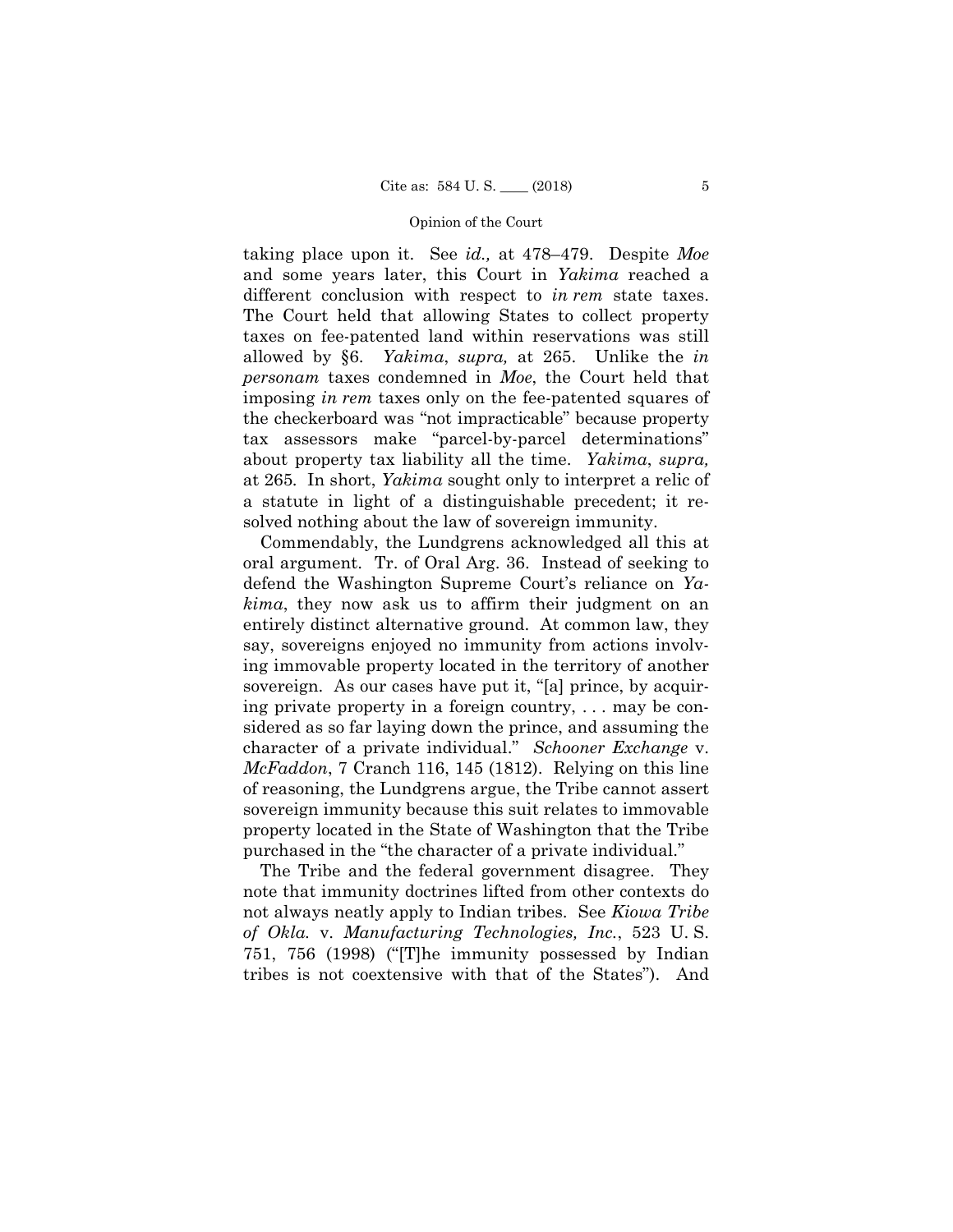taking place upon it. See *id.,* at 478–479. Despite *Moe* and some years later, this Court in *Yakima* reached a different conclusion with respect to *in rem* state taxes. The Court held that allowing States to collect property taxes on fee-patented land within reservations was still allowed by §6. *Yakima*, *supra,* at 265. Unlike the *in personam* taxes condemned in *Moe*, the Court held that imposing *in rem* taxes only on the fee-patented squares of the checkerboard was "not impracticable" because property tax assessors make "parcel-by-parcel determinations" about property tax liability all the time. *Yakima*, *supra,* at 265. In short, *Yakima* sought only to interpret a relic of a statute in light of a distinguishable precedent; it resolved nothing about the law of sovereign immunity.

Commendably, the Lundgrens acknowledged all this at oral argument. Tr. of Oral Arg. 36. Instead of seeking to defend the Washington Supreme Court's reliance on *Yakima*, they now ask us to affirm their judgment on an entirely distinct alternative ground. At common law, they say, sovereigns enjoyed no immunity from actions involving immovable property located in the territory of another sovereign. As our cases have put it, "[a] prince, by acquiring private property in a foreign country, . . . may be considered as so far laying down the prince, and assuming the character of a private individual." *Schooner Exchange* v. *McFaddon*, 7 Cranch 116, 145 (1812). Relying on this line of reasoning, the Lundgrens argue, the Tribe cannot assert sovereign immunity because this suit relates to immovable property located in the State of Washington that the Tribe purchased in the "the character of a private individual."

The Tribe and the federal government disagree. They note that immunity doctrines lifted from other contexts do not always neatly apply to Indian tribes. See *Kiowa Tribe of Okla.* v. *Manufacturing Technologies, Inc.*, 523 U. S. 751, 756 (1998) ("[T]he immunity possessed by Indian tribes is not coextensive with that of the States"). And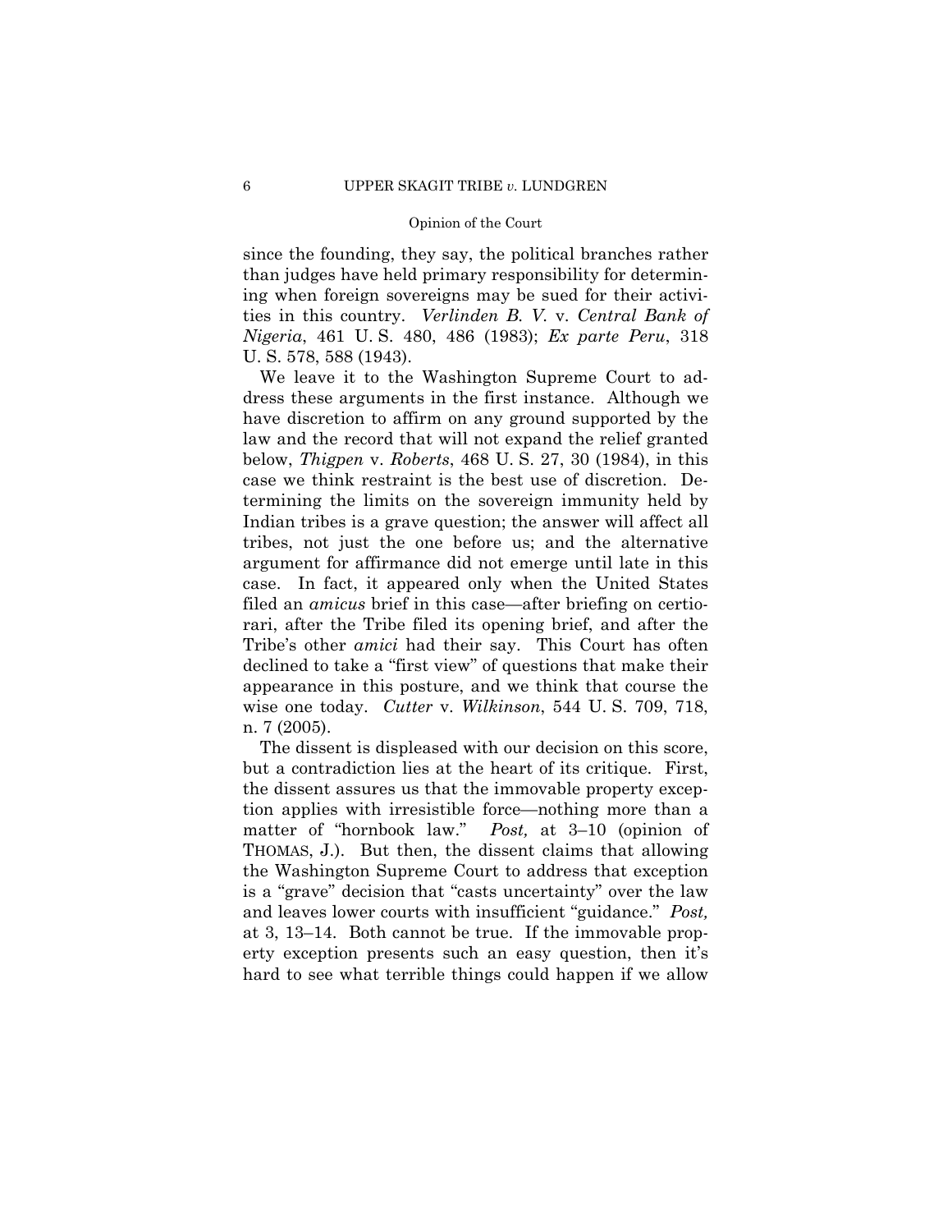since the founding, they say, the political branches rather than judges have held primary responsibility for determining when foreign sovereigns may be sued for their activities in this country. *Verlinden B. V.* v. *Central Bank of Nigeria*, 461 U. S. 480, 486 (1983); *Ex parte Peru*, 318 U. S. 578, 588 (1943).

We leave it to the Washington Supreme Court to address these arguments in the first instance. Although we have discretion to affirm on any ground supported by the law and the record that will not expand the relief granted below, *Thigpen* v. *Roberts*, 468 U. S. 27, 30 (1984), in this case we think restraint is the best use of discretion. Determining the limits on the sovereign immunity held by Indian tribes is a grave question; the answer will affect all tribes, not just the one before us; and the alternative argument for affirmance did not emerge until late in this case. In fact, it appeared only when the United States filed an *amicus* brief in this case—after briefing on certiorari, after the Tribe filed its opening brief, and after the Tribe's other *amici* had their say. This Court has often declined to take a "first view" of questions that make their appearance in this posture, and we think that course the wise one today. *Cutter* v. *Wilkinson*, 544 U. S. 709, 718, n. 7 (2005).

The dissent is displeased with our decision on this score, but a contradiction lies at the heart of its critique. First, the dissent assures us that the immovable property exception applies with irresistible force—nothing more than a matter of "hornbook law." *Post,* at 3–10 (opinion of THOMAS, J.). But then, the dissent claims that allowing the Washington Supreme Court to address that exception is a "grave" decision that "casts uncertainty" over the law and leaves lower courts with insufficient "guidance." *Post,* at 3, 13–14. Both cannot be true. If the immovable property exception presents such an easy question, then it's hard to see what terrible things could happen if we allow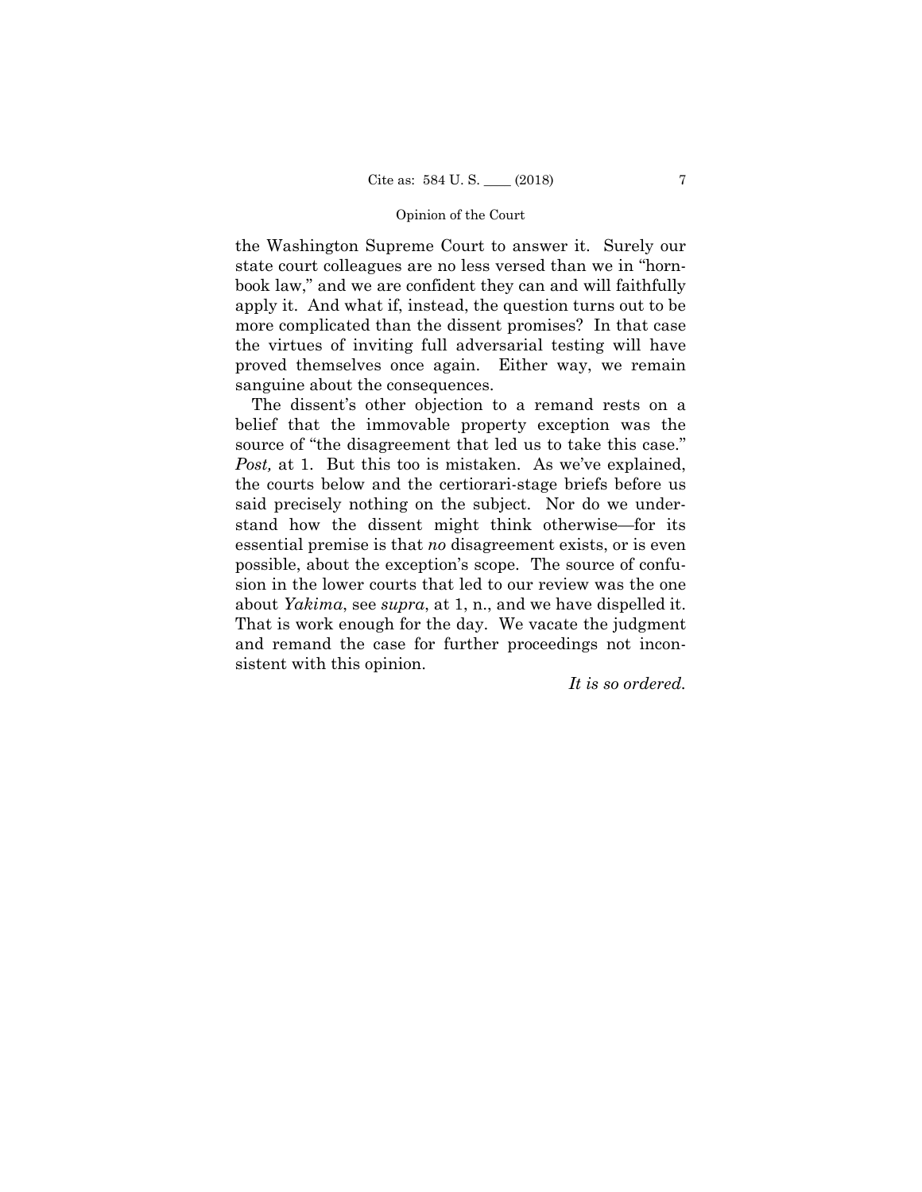the Washington Supreme Court to answer it. Surely our state court colleagues are no less versed than we in "hornbook law," and we are confident they can and will faithfully apply it. And what if, instead, the question turns out to be more complicated than the dissent promises? In that case the virtues of inviting full adversarial testing will have proved themselves once again. Either way, we remain sanguine about the consequences.

The dissent's other objection to a remand rests on a belief that the immovable property exception was the source of "the disagreement that led us to take this case." *Post,* at 1. But this too is mistaken. As we've explained, the courts below and the certiorari-stage briefs before us said precisely nothing on the subject. Nor do we understand how the dissent might think otherwise—for its essential premise is that *no* disagreement exists, or is even possible, about the exception's scope. The source of confusion in the lower courts that led to our review was the one about *Yakima*, see *supra*, at 1, n., and we have dispelled it. That is work enough for the day. We vacate the judgment and remand the case for further proceedings not inconsistent with this opinion.

*It is so ordered.*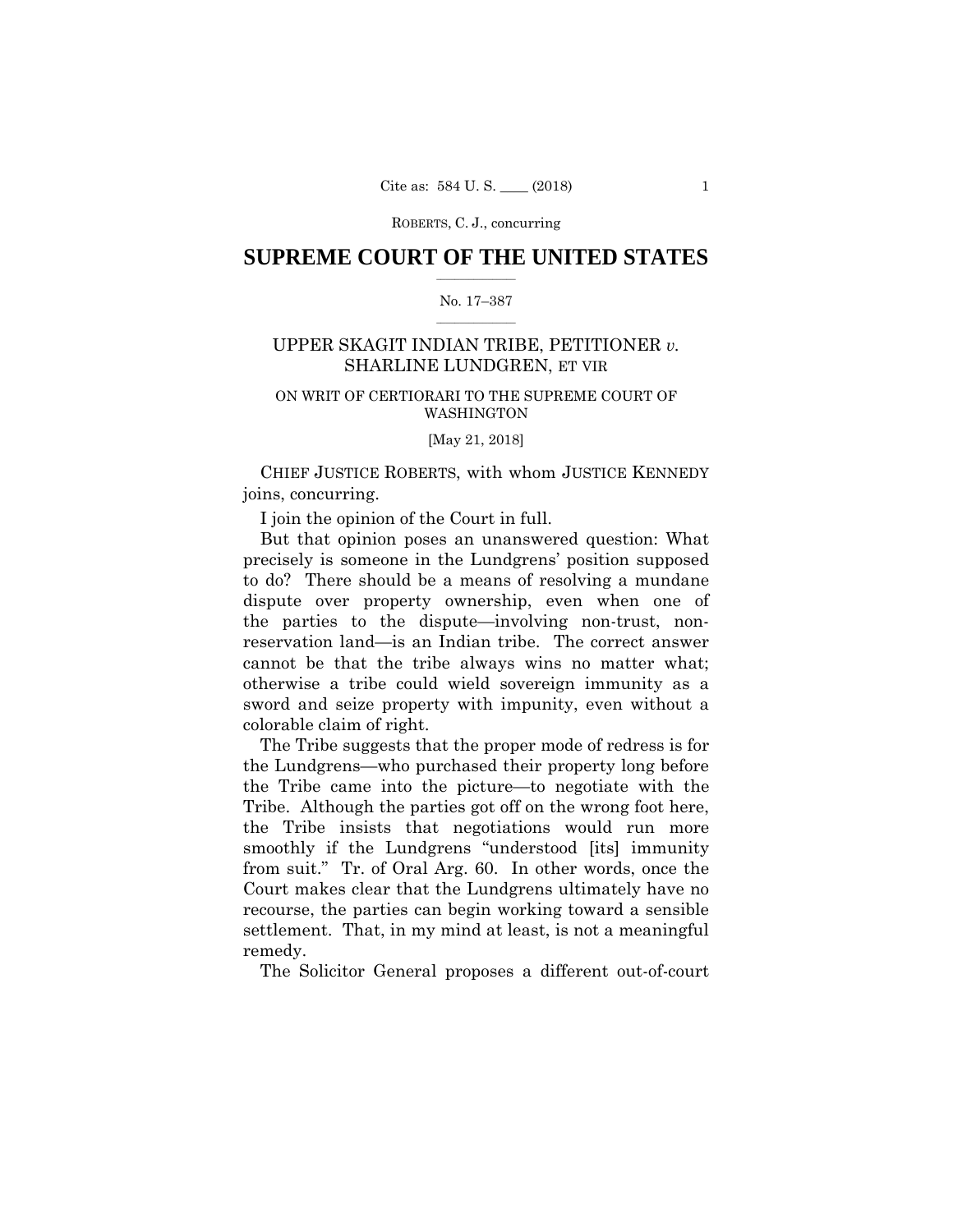# SUPREME COURT OF THE UNITED STATES

No. 17–387

UPPER SKAGIT INDIAN TRIBE, PETITIONER *v.* SHARLINE LUNDGREN, ET VIR

ON WRIT OF CERTIORARI TO THE SUPREME COURT OF WASHINGTON

[May 21, 2018]

CHIEF JUSTICE ROBERTS, with whom JUSTICE KENNEDY joins, concurring.

I join the opinion of the Court in full.

But that opinion poses an unanswered question: What precisely is someone in the Lundgrens' position supposed to do? There should be a means of resolving a mundane dispute over property ownership, even when one of the parties to the dispute—involving non-trust, non-reservation land—is an Indian tribe. The correct answer cannot be that the tribe always wins no matter what; otherwise a tribe could wield sovereign immunity as a sword and seize property with impunity, even without a colorable claim of right.

The Tribe suggests that the proper mode of redress is for the Lundgrens—who purchased their property long before the Tribe came into the picture—to negotiate with the Tribe. Although the parties got off on the wrong foot here, the Tribe insists that negotiations would run more smoothly if the Lundgrens "understood [its] immunity from suit." Tr. of Oral Arg. 60. In other words, once the Court makes clear that the Lundgrens ultimately have no recourse, the parties can begin working toward a sensible settlement. That, in my mind at least, is not a meaningful remedy.

The Solicitor General proposes a different out-of-court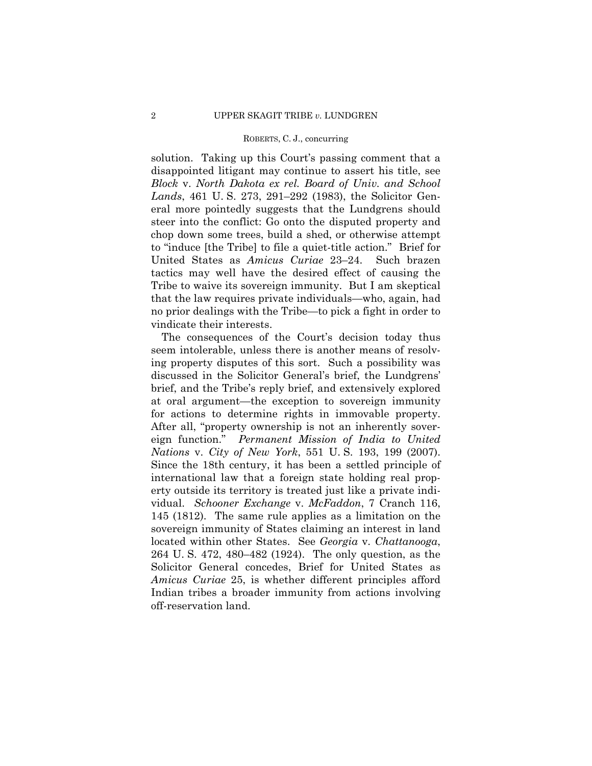solution. Taking up this Court's passing comment that a disappointed litigant may continue to assert his title, see *Block* v. *North Dakota ex rel. Board of Univ. and School Lands*, 461 U. S. 273, 291–292 (1983), the Solicitor General more pointedly suggests that the Lundgrens should steer into the conflict: Go onto the disputed property and chop down some trees, build a shed, or otherwise attempt to "induce [the Tribe] to file a quiet-title action." Brief for United States as *Amicus Curiae* 23–24. Such brazen tactics may well have the desired effect of causing the Tribe to waive its sovereign immunity. But I am skeptical that the law requires private individuals—who, again, had no prior dealings with the Tribe—to pick a fight in order to vindicate their interests.

The consequences of the Court's decision today thus seem intolerable, unless there is another means of resolving property disputes of this sort. Such a possibility was discussed in the Solicitor General's brief, the Lundgrens' brief, and the Tribe's reply brief, and extensively explored at oral argument—the exception to sovereign immunity for actions to determine rights in immovable property. After all, "property ownership is not an inherently sovereign function." *Permanent Mission of India to United Nations* v. *City of New York*, 551 U. S. 193, 199 (2007). Since the 18th century, it has been a settled principle of international law that a foreign state holding real property outside its territory is treated just like a private individual. *Schooner Exchange* v. *McFaddon*, 7 Cranch 116, 145 (1812). The same rule applies as a limitation on the sovereign immunity of States claiming an interest in land located within other States. See *Georgia* v. *Chattanooga*, 264 U. S. 472, 480–482 (1924). The only question, as the Solicitor General concedes, Brief for United States as *Amicus Curiae* 25, is whether different principles afford Indian tribes a broader immunity from actions involving off-reservation land.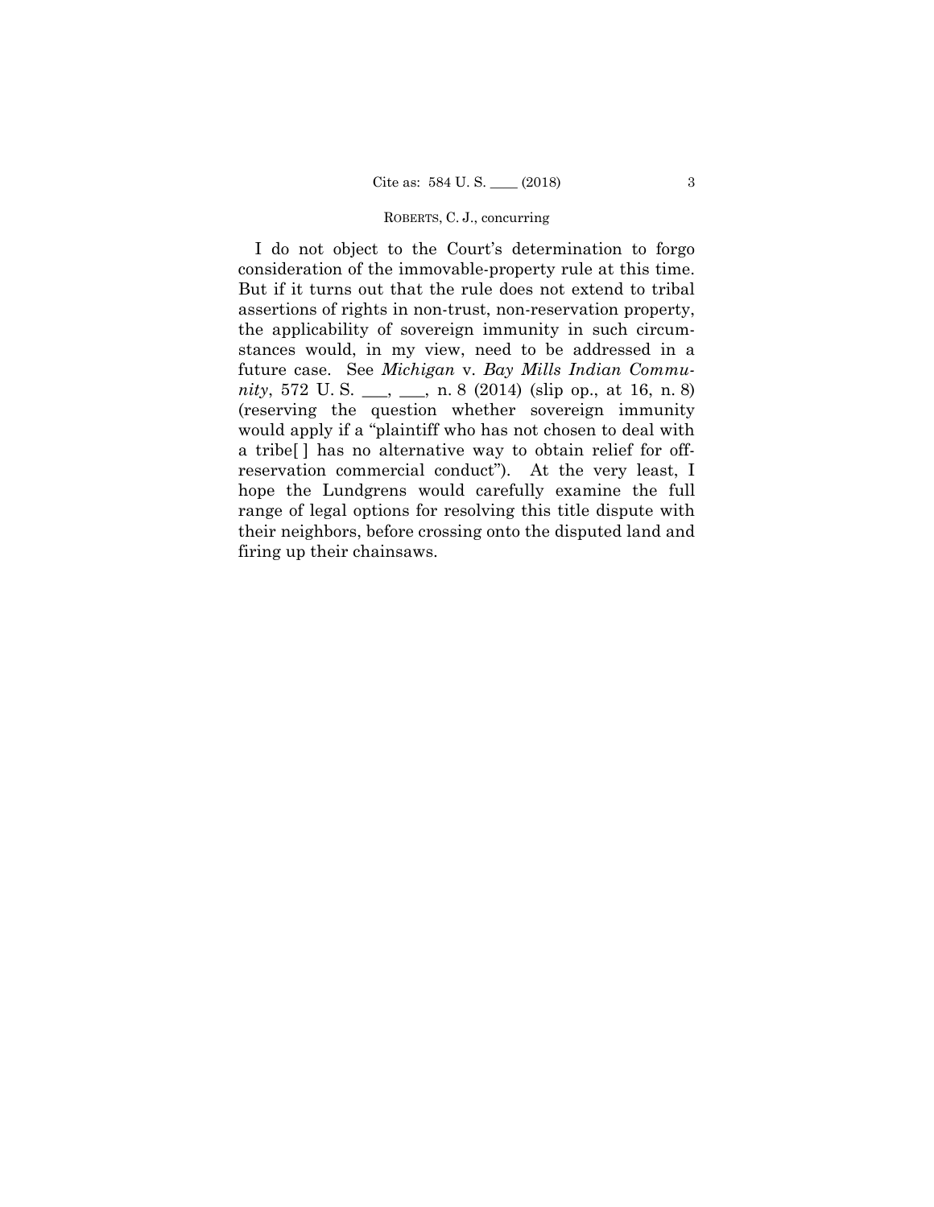I do not object to the Court's determination to forgo consideration of the immovable-property rule at this time. But if it turns out that the rule does not extend to tribal assertions of rights in non-trust, non-reservation property, the applicability of sovereign immunity in such circumstances would, in my view, need to be addressed in a future case. See *Michigan* v. *Bay Mills Indian Community*, 572 U. S. \_\_\_, \_\_\_, n. 8 (2014) (slip op., at 16, n. 8) (reserving the question whether sovereign immunity would apply if a "plaintiff who has not chosen to deal with a tribe[ ] has no alternative way to obtain relief for off-reservation commercial conduct"). At the very least, I hope the Lundgrens would carefully examine the full range of legal options for resolving this title dispute with their neighbors, before crossing onto the disputed land and firing up their chainsaws.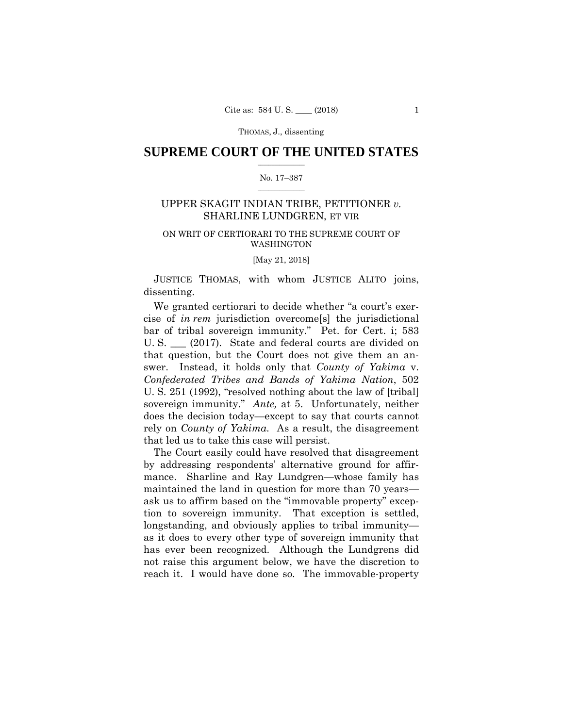THOMAS, J., dissenting

# SUPREME COURT OF THE UNITED STATES

No. 17–387

UPPER SKAGIT INDIAN TRIBE, PETITIONER *v.* SHARLINE LUNDGREN, ET VIR

ON WRIT OF CERTIORARI TO THE SUPREME COURT OF WASHINGTON

[May 21, 2018]

JUSTICE THOMAS, with whom JUSTICE ALITO joins, dissenting.

We granted certiorari to decide whether "a court's exercise of *in rem* jurisdiction overcome[s] the jurisdictional bar of tribal sovereign immunity." Pet. for Cert. i; 583 U. S. ___ (2017). State and federal courts are divided on that question, but the Court does not give them an answer. Instead, it holds only that *County of Yakima* v. *Confederated Tribes and Bands of Yakima Nation*, 502 U. S. 251 (1992), "resolved nothing about the law of [tribal] sovereign immunity." *Ante,* at 5. Unfortunately, neither does the decision today—except to say that courts cannot rely on *County of Yakima*. As a result, the disagreement that led us to take this case will persist.

The Court easily could have resolved that disagreement by addressing respondents' alternative ground for affirmance. Sharline and Ray Lundgren—whose family has maintained the land in question for more than 70 years—ask us to affirm based on the "immovable property" exception to sovereign immunity. That exception is settled, longstanding, and obviously applies to tribal immunity—as it does to every other type of sovereign immunity that has ever been recognized. Although the Lundgrens did not raise this argument below, we have the discretion to reach it. I would have done so. The immovable-property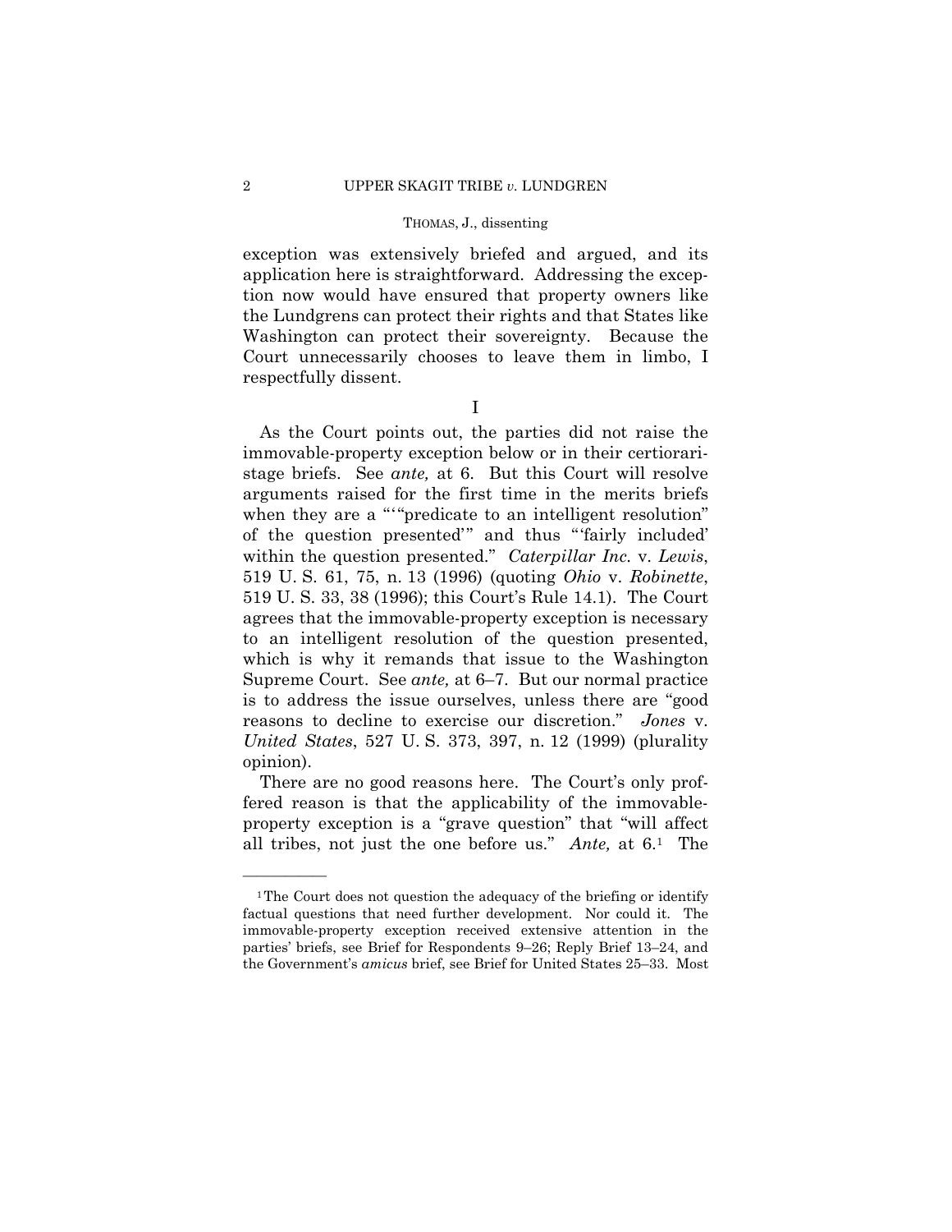exception was extensively briefed and argued, and its application here is straightforward. Addressing the exception now would have ensured that property owners like the Lundgrens can protect their rights and that States like Washington can protect their sovereignty. Because the Court unnecessarily chooses to leave them in limbo, I respectfully dissent.

## I

As the Court points out, the parties did not raise the immovable-property exception below or in their certiorari-stage briefs. See *ante,* at 6. But this Court will resolve arguments raised for the first time in the merits briefs when they are a "'"predicate to an intelligent resolution" of the question presented'" and thus "'fairly included' within the question presented." *Caterpillar Inc.* v. *Lewis*, 519 U. S. 61, 75, n. 13 (1996) (quoting *Ohio* v. *Robinette*, 519 U. S. 33, 38 (1996); this Court's Rule 14.1). The Court agrees that the immovable-property exception is necessary to an intelligent resolution of the question presented, which is why it remands that issue to the Washington Supreme Court. See *ante,* at 6–7. But our normal practice is to address the issue ourselves, unless there are "good reasons to decline to exercise our discretion." *Jones* v. *United States*, 527 U. S. 373, 397, n. 12 (1999) (plurality opinion).

There are no good reasons here. The Court's only proffered reason is that the applicability of the immovable-property exception is a "grave question" that "will affect all tribes, not just the one before us." *Ante,* at 6.[1] The

---

[1] The Court does not question the adequacy of the briefing or identify factual questions that need further development. Nor could it. The immovable-property exception received extensive attention in the parties' briefs, see Brief for Respondents 9–26; Reply Brief 13–24, and the Government's *amicus* brief, see Brief for United States 25–33. Most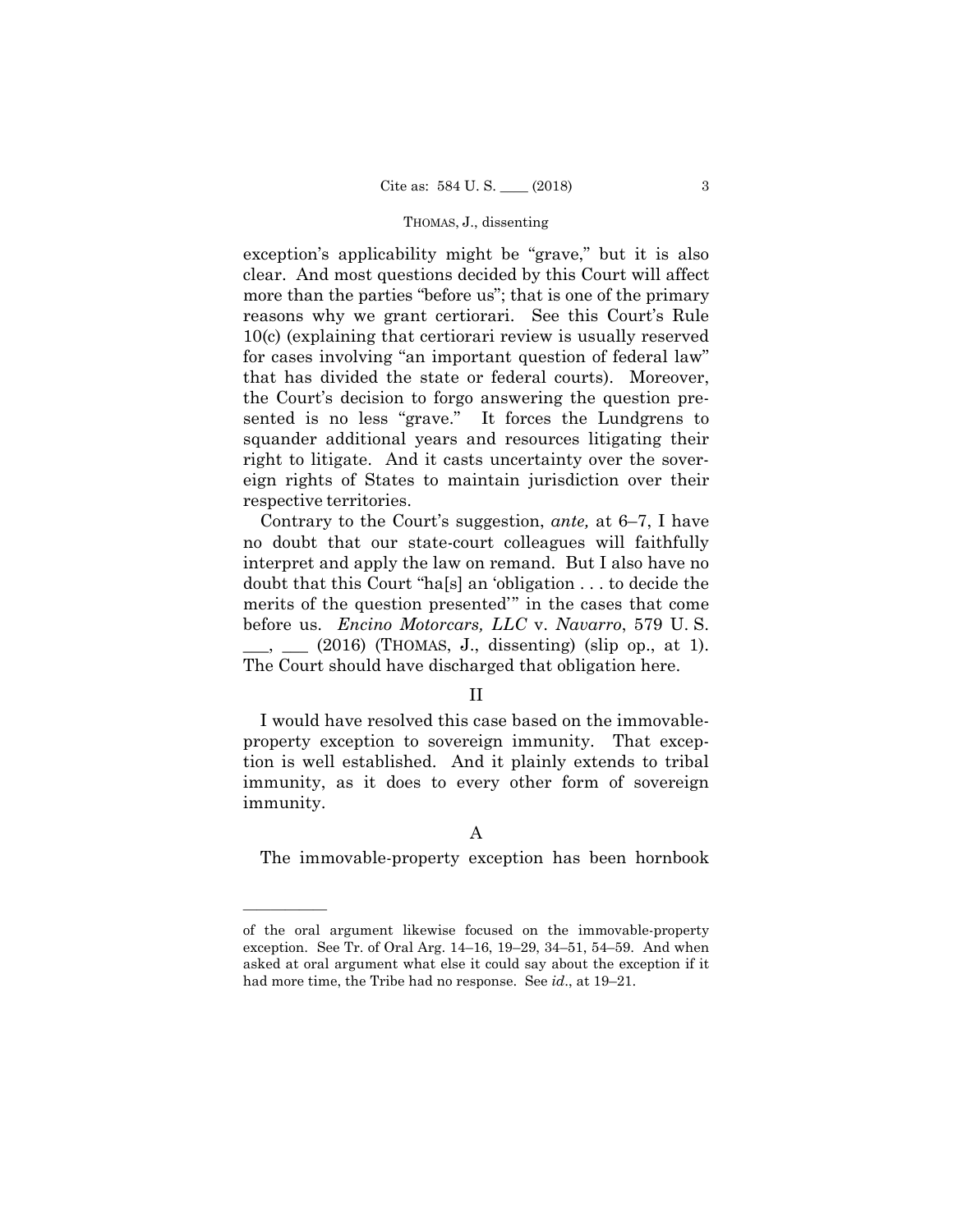exception's applicability might be "grave," but it is also clear. And most questions decided by this Court will affect more than the parties "before us"; that is one of the primary reasons why we grant certiorari. See this Court's Rule 10(c) (explaining that certiorari review is usually reserved for cases involving "an important question of federal law" that has divided the state or federal courts). Moreover, the Court's decision to forgo answering the question presented is no less "grave." It forces the Lundgrens to squander additional years and resources litigating their right to litigate. And it casts uncertainty over the sovereign rights of States to maintain jurisdiction over their respective territories.

Contrary to the Court's suggestion, *ante,* at 6–7, I have no doubt that our state-court colleagues will faithfully interpret and apply the law on remand. But I also have no doubt that this Court "ha[s] an 'obligation . . . to decide the merits of the question presented'" in the cases that come before us. *Encino Motorcars, LLC* v. *Navarro*, 579 U. S. \_\_\_, \_\_\_ (2016) (THOMAS, J., dissenting) (slip op., at 1). The Court should have discharged that obligation here.

## II

I would have resolved this case based on the immovable-property exception to sovereign immunity. That exception is well established. And it plainly extends to tribal immunity, as it does to every other form of sovereign immunity.

### A

The immovable-property exception has been hornbook

---

of the oral argument likewise focused on the immovable-property exception. See Tr. of Oral Arg. 14–16, 19–29, 34–51, 54–59. And when asked at oral argument what else it could say about the exception if it had more time, the Tribe had no response. See *id*., at 19–21.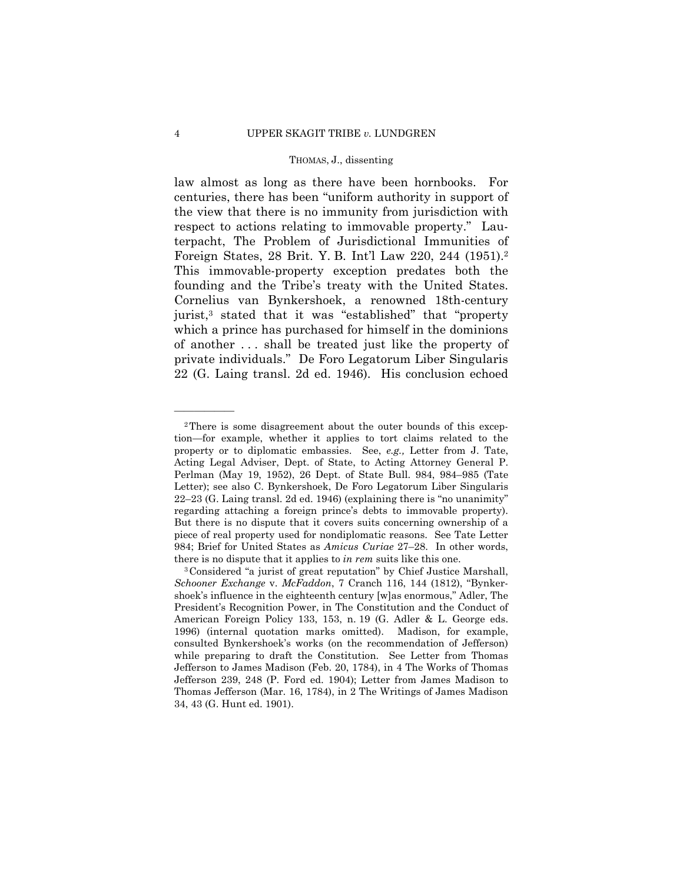law almost as long as there have been hornbooks. For centuries, there has been "uniform authority in support of the view that there is no immunity from jurisdiction with respect to actions relating to immovable property." Lauterpacht, The Problem of Jurisdictional Immunities of Foreign States, 28 Brit. Y. B. Int'l Law 220, 244 (1951).[2] This immovable-property exception predates both the founding and the Tribe's treaty with the United States. Cornelius van Bynkershoek, a renowned 18th-century jurist,[3] stated that it was "established" that "property which a prince has purchased for himself in the dominions of another . . . shall be treated just like the property of private individuals." De Foro Legatorum Liber Singularis 22 (G. Laing transl. 2d ed. 1946). His conclusion echoed

---

[2] There is some disagreement about the outer bounds of this exception—for example, whether it applies to tort claims related to the property or to diplomatic embassies. See, *e.g.,* Letter from J. Tate, Acting Legal Adviser, Dept. of State, to Acting Attorney General P. Perlman (May 19, 1952), 26 Dept. of State Bull. 984, 984–985 (Tate Letter); see also C. Bynkershoek, De Foro Legatorum Liber Singularis 22–23 (G. Laing transl. 2d ed. 1946) (explaining there is "no unanimity" regarding attaching a foreign prince's debts to immovable property). But there is no dispute that it covers suits concerning ownership of a piece of real property used for nondiplomatic reasons. See Tate Letter 984; Brief for United States as *Amicus Curiae* 27–28. In other words, there is no dispute that it applies to *in rem* suits like this one.

[3] Considered "a jurist of great reputation" by Chief Justice Marshall, *Schooner Exchange* v. *McFaddon*, 7 Cranch 116, 144 (1812), "Bynkershoek's influence in the eighteenth century [w]as enormous," Adler, The President's Recognition Power, in The Constitution and the Conduct of American Foreign Policy 133, 153, n. 19 (G. Adler & L. George eds. 1996) (internal quotation marks omitted). Madison, for example, consulted Bynkershoek's works (on the recommendation of Jefferson) while preparing to draft the Constitution. See Letter from Thomas Jefferson to James Madison (Feb. 20, 1784), in 4 The Works of Thomas Jefferson 239, 248 (P. Ford ed. 1904); Letter from James Madison to Thomas Jefferson (Mar. 16, 1784), in 2 The Writings of James Madison 34, 43 (G. Hunt ed. 1901).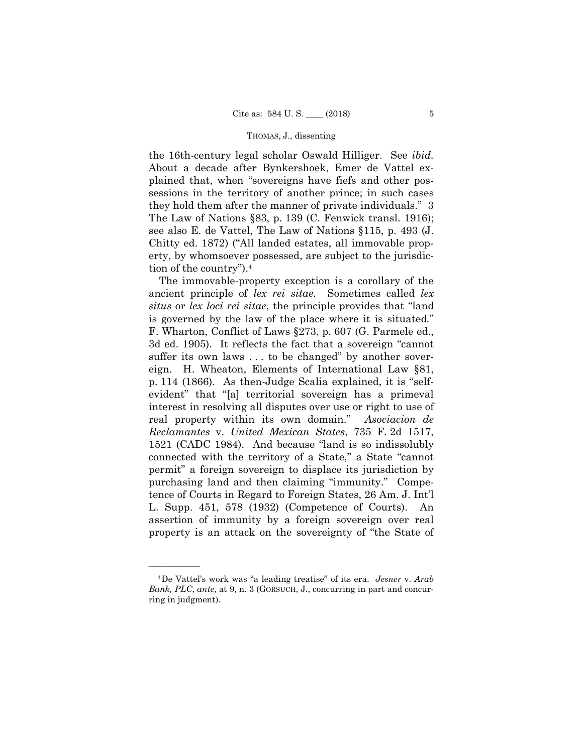the 16th-century legal scholar Oswald Hilliger. See *ibid.* About a decade after Bynkershoek, Emer de Vattel explained that, when "sovereigns have fiefs and other possessions in the territory of another prince; in such cases they hold them after the manner of private individuals." 3 The Law of Nations §83, p. 139 (C. Fenwick transl. 1916); see also E. de Vattel, The Law of Nations §115, p. 493 (J. Chitty ed. 1872) ("All landed estates, all immovable property, by whomsoever possessed, are subject to the jurisdiction of the country").[4]

The immovable-property exception is a corollary of the ancient principle of *lex rei sitae*. Sometimes called *lex situs* or *lex loci rei sitae*, the principle provides that "land is governed by the law of the place where it is situated." F. Wharton, Conflict of Laws §273, p. 607 (G. Parmele ed., 3d ed. 1905). It reflects the fact that a sovereign "cannot suffer its own laws . . . to be changed" by another sovereign. H. Wheaton, Elements of International Law §81, p. 114 (1866). As then-Judge Scalia explained, it is "self-evident" that "[a] territorial sovereign has a primeval interest in resolving all disputes over use or right to use of real property within its own domain." *Asociacion de Reclamantes* v. *United Mexican States*, 735 F. 2d 1517, 1521 (CADC 1984). And because "land is so indissolubly connected with the territory of a State," a State "cannot permit" a foreign sovereign to displace its jurisdiction by purchasing land and then claiming "immunity." Competence of Courts in Regard to Foreign States, 26 Am. J. Int'l L. Supp. 451, 578 (1932) (Competence of Courts). An assertion of immunity by a foreign sovereign over real property is an attack on the sovereignty of "the State of

---

[4] De Vattel's work was "a leading treatise" of its era. *Jesner* v. *Arab Bank, PLC*, *ante*, at 9, n. 3 (GORSUCH, J., concurring in part and concurring in judgment).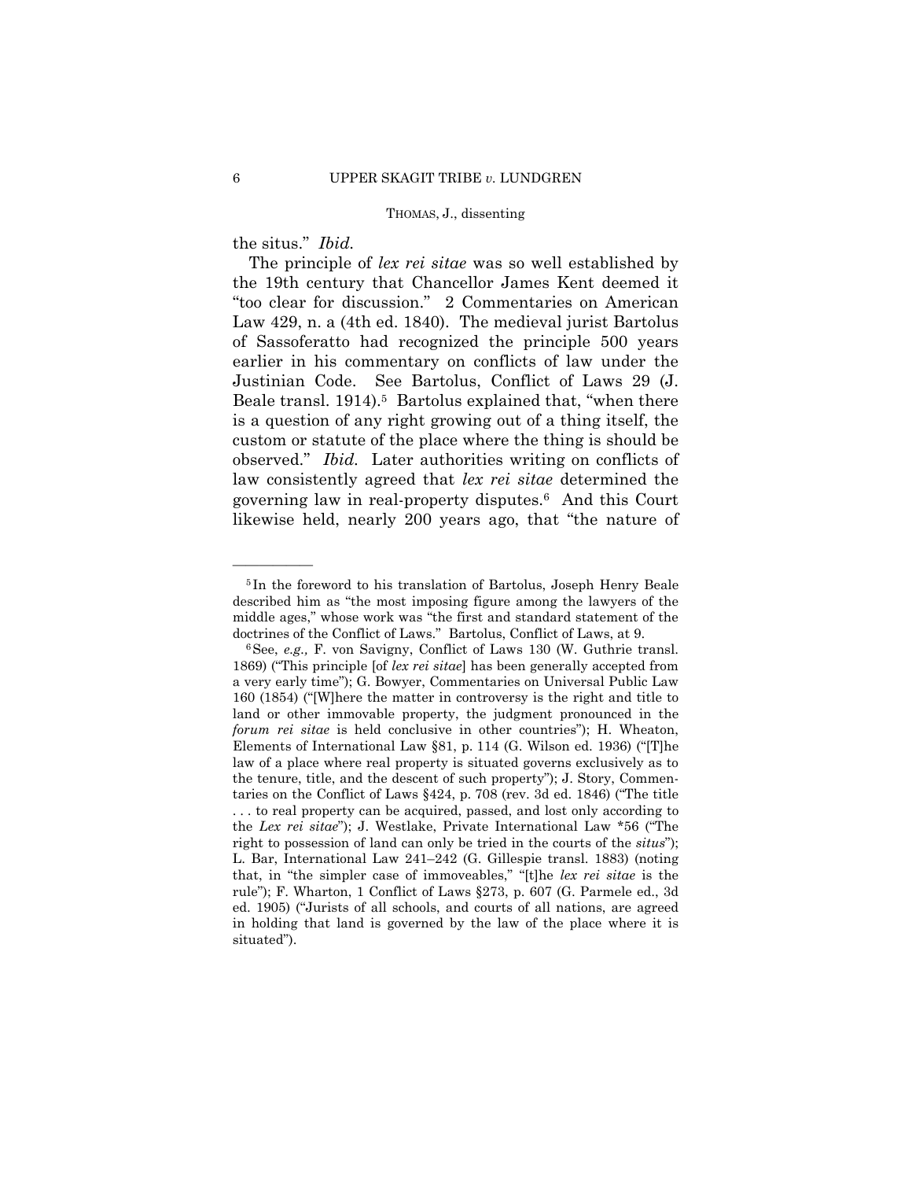the situs." *Ibid.*

The principle of *lex rei sitae* was so well established by the 19th century that Chancellor James Kent deemed it "too clear for discussion." 2 Commentaries on American Law 429, n. a (4th ed. 1840). The medieval jurist Bartolus of Sassoferatto had recognized the principle 500 years earlier in his commentary on conflicts of law under the Justinian Code. See Bartolus, Conflict of Laws 29 (J. Beale transl. 1914).[5] Bartolus explained that, "when there is a question of any right growing out of a thing itself, the custom or statute of the place where the thing is should be observed." *Ibid.* Later authorities writing on conflicts of law consistently agreed that *lex rei sitae* determined the governing law in real-property disputes.[6] And this Court likewise held, nearly 200 years ago, that "the nature of

---

[5] In the foreword to his translation of Bartolus, Joseph Henry Beale described him as "the most imposing figure among the lawyers of the middle ages," whose work was "the first and standard statement of the doctrines of the Conflict of Laws." Bartolus, Conflict of Laws, at 9.

[6] See, *e.g.,* F. von Savigny, Conflict of Laws 130 (W. Guthrie transl. 1869) ("This principle [of *lex rei sitae*] has been generally accepted from a very early time"); G. Bowyer, Commentaries on Universal Public Law 160 (1854) ("[W]here the matter in controversy is the right and title to land or other immovable property, the judgment pronounced in the *forum rei sitae* is held conclusive in other countries"); H. Wheaton, Elements of International Law §81, p. 114 (G. Wilson ed. 1936) ("[T]he law of a place where real property is situated governs exclusively as to the tenure, title, and the descent of such property"); J. Story, Commentaries on the Conflict of Laws §424, p. 708 (rev. 3d ed. 1846) ("The title . . . to real property can be acquired, passed, and lost only according to the *Lex rei sitae*"); J. Westlake, Private International Law *56 ("The right to possession of land can only be tried in the courts of the *situs*"); L. Bar, International Law 241–242 (G. Gillespie transl. 1883) (noting that, in "the simpler case of immoveables," "[t]he *lex rei sitae* is the rule"); F. Wharton, 1 Conflict of Laws §273, p. 607 (G. Parmele ed., 3d ed. 1905) ("Jurists of all schools, and courts of all nations, are agreed in holding that land is governed by the law of the place where it is situated").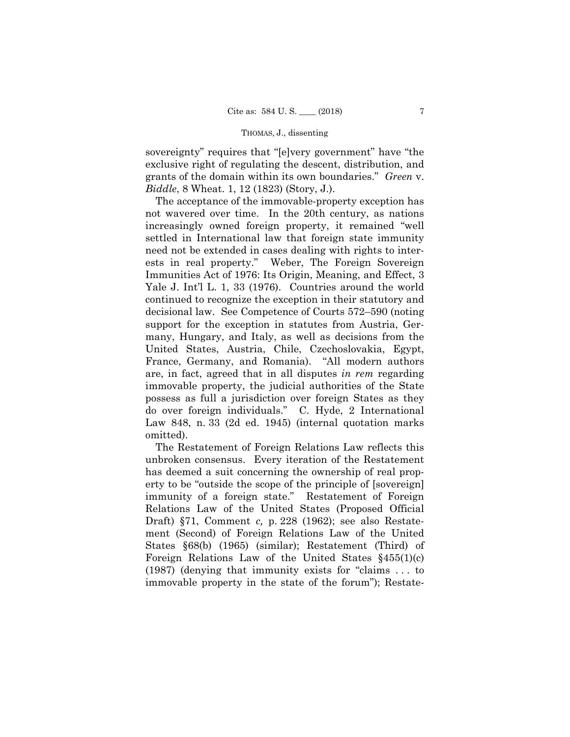sovereignty" requires that "[e]very government" have "the exclusive right of regulating the descent, distribution, and grants of the domain within its own boundaries." *Green* v. *Biddle*, 8 Wheat. 1, 12 (1823) (Story, J.).

The acceptance of the immovable-property exception has not wavered over time. In the 20th century, as nations increasingly owned foreign property, it remained "well settled in International law that foreign state immunity need not be extended in cases dealing with rights to interests in real property." Weber, The Foreign Sovereign Immunities Act of 1976: Its Origin, Meaning, and Effect, 3 Yale J. Int'l L. 1, 33 (1976). Countries around the world continued to recognize the exception in their statutory and decisional law. See Competence of Courts 572–590 (noting support for the exception in statutes from Austria, Germany, Hungary, and Italy, as well as decisions from the United States, Austria, Chile, Czechoslovakia, Egypt, France, Germany, and Romania). "All modern authors are, in fact, agreed that in all disputes *in rem* regarding immovable property, the judicial authorities of the State possess as full a jurisdiction over foreign States as they do over foreign individuals." C. Hyde, 2 International Law 848, n. 33 (2d ed. 1945) (internal quotation marks omitted).

The Restatement of Foreign Relations Law reflects this unbroken consensus. Every iteration of the Restatement has deemed a suit concerning the ownership of real property to be "outside the scope of the principle of [sovereign] immunity of a foreign state." Restatement of Foreign Relations Law of the United States (Proposed Official Draft) §71, Comment *c,* p. 228 (1962); see also Restatement (Second) of Foreign Relations Law of the United States §68(b) (1965) (similar); Restatement (Third) of Foreign Relations Law of the United States §455(1)(c) (1987) (denying that immunity exists for "claims . . . to immovable property in the state of the forum"); Restate-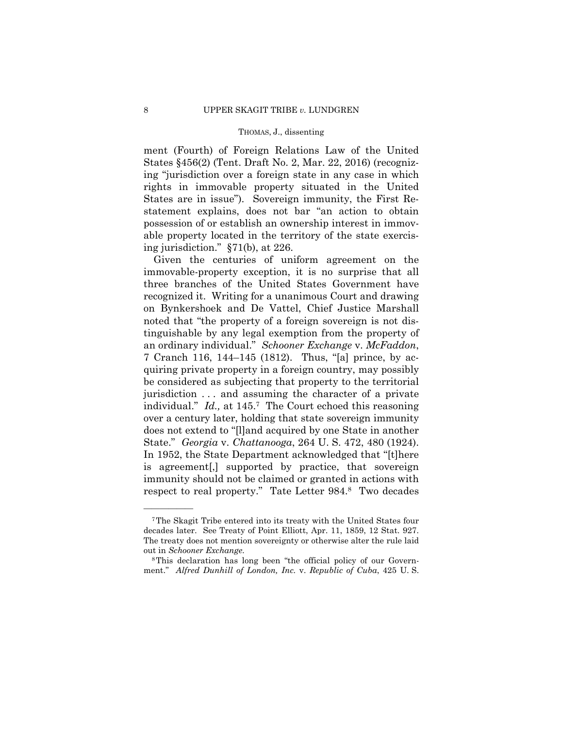ment (Fourth) of Foreign Relations Law of the United States §456(2) (Tent. Draft No. 2, Mar. 22, 2016) (recognizing "jurisdiction over a foreign state in any case in which rights in immovable property situated in the United States are in issue"). Sovereign immunity, the First Restatement explains, does not bar "an action to obtain possession of or establish an ownership interest in immovable property located in the territory of the state exercising jurisdiction." §71(b), at 226.

Given the centuries of uniform agreement on the immovable-property exception, it is no surprise that all three branches of the United States Government have recognized it. Writing for a unanimous Court and drawing on Bynkershoek and De Vattel, Chief Justice Marshall noted that "the property of a foreign sovereign is not distinguishable by any legal exemption from the property of an ordinary individual." *Schooner Exchange* v. *McFaddon*, 7 Cranch 116, 144–145 (1812). Thus, "[a] prince, by acquiring private property in a foreign country, may possibly be considered as subjecting that property to the territorial jurisdiction . . . and assuming the character of a private individual." *Id.,* at 145.[7] The Court echoed this reasoning over a century later, holding that state sovereign immunity does not extend to "[l]and acquired by one State in another State." *Georgia* v. *Chattanooga*, 264 U. S. 472, 480 (1924). In 1952, the State Department acknowledged that "[t]here is agreement[,] supported by practice, that sovereign immunity should not be claimed or granted in actions with respect to real property." Tate Letter 984.[8] Two decades

---

[7] The Skagit Tribe entered into its treaty with the United States four decades later. See Treaty of Point Elliott, Apr. 11, 1859, 12 Stat. 927. The treaty does not mention sovereignty or otherwise alter the rule laid out in *Schooner Exchange.*

[8] This declaration has long been "the official policy of our Government." *Alfred Dunhill of London, Inc.* v. *Republic of Cuba*, 425 U. S.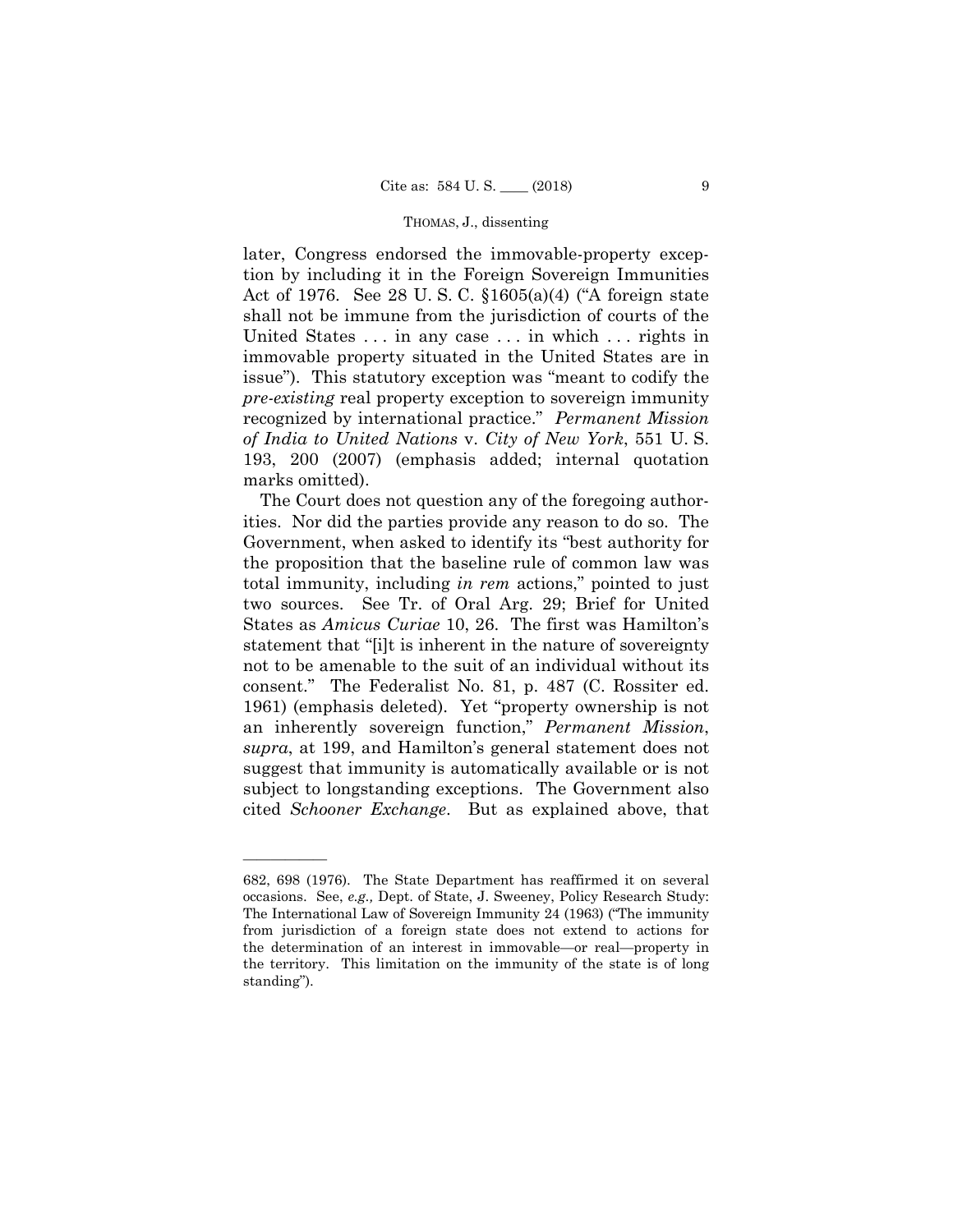later, Congress endorsed the immovable-property exception by including it in the Foreign Sovereign Immunities Act of 1976. See 28 U. S. C. §1605(a)(4) ("A foreign state shall not be immune from the jurisdiction of courts of the United States . . . in any case . . . in which . . . rights in immovable property situated in the United States are in issue"). This statutory exception was "meant to codify the *pre-existing* real property exception to sovereign immunity recognized by international practice." *Permanent Mission of India to United Nations* v. *City of New York*, 551 U. S. 193, 200 (2007) (emphasis added; internal quotation marks omitted).

The Court does not question any of the foregoing authorities. Nor did the parties provide any reason to do so. The Government, when asked to identify its "best authority for the proposition that the baseline rule of common law was total immunity, including *in rem* actions," pointed to just two sources. See Tr. of Oral Arg. 29; Brief for United States as *Amicus Curiae* 10, 26. The first was Hamilton's statement that "[i]t is inherent in the nature of sovereignty not to be amenable to the suit of an individual without its consent." The Federalist No. 81, p. 487 (C. Rossiter ed. 1961) (emphasis deleted). Yet "property ownership is not an inherently sovereign function," *Permanent Mission*, *supra*, at 199, and Hamilton's general statement does not suggest that immunity is automatically available or is not subject to longstanding exceptions. The Government also cited *Schooner Exchange*. But as explained above, that

---

682, 698 (1976). The State Department has reaffirmed it on several occasions. See, *e.g.,* Dept. of State, J. Sweeney, Policy Research Study: The International Law of Sovereign Immunity 24 (1963) ("The immunity from jurisdiction of a foreign state does not extend to actions for the determination of an interest in immovable—or real—property in the territory. This limitation on the immunity of the state is of long standing").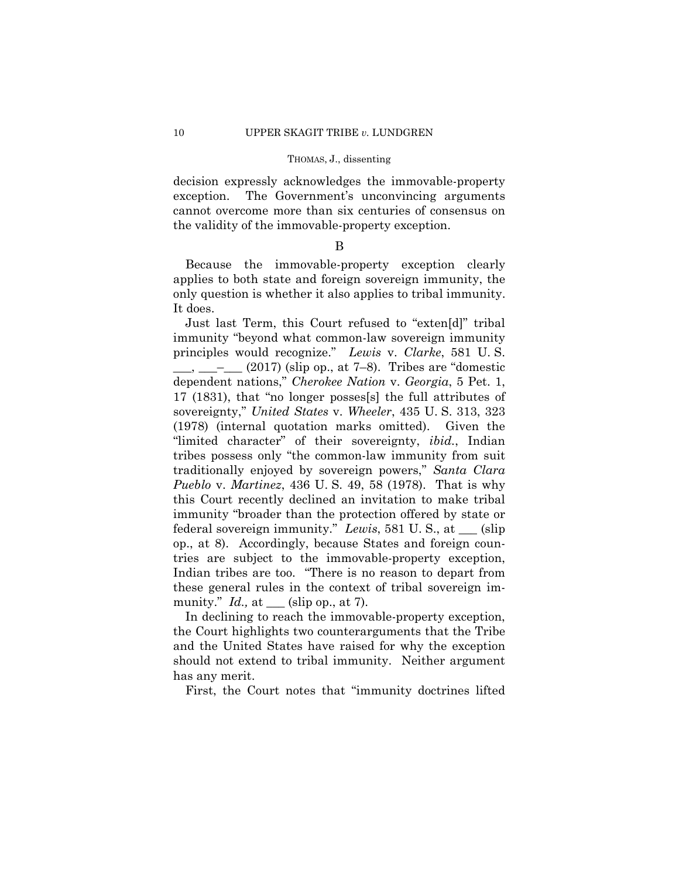decision expressly acknowledges the immovable-property exception. The Government's unconvincing arguments cannot overcome more than six centuries of consensus on the validity of the immovable-property exception.

B

Because the immovable-property exception clearly applies to both state and foreign sovereign immunity, the only question is whether it also applies to tribal immunity. It does.

Just last Term, this Court refused to "exten[d]" tribal immunity "beyond what common-law sovereign immunity principles would recognize." *Lewis* v. *Clarke*, 581 U. S. ___, ___–___ (2017) (slip op., at 7–8). Tribes are "domestic dependent nations," *Cherokee Nation* v. *Georgia*, 5 Pet. 1, 17 (1831), that "no longer posses[s] the full attributes of sovereignty," *United States* v. *Wheeler*, 435 U. S. 313, 323 (1978) (internal quotation marks omitted). Given the "limited character" of their sovereignty, *ibid.*, Indian tribes possess only "the common-law immunity from suit traditionally enjoyed by sovereign powers," *Santa Clara Pueblo* v. *Martinez*, 436 U. S. 49, 58 (1978). That is why this Court recently declined an invitation to make tribal immunity "broader than the protection offered by state or federal sovereign immunity." *Lewis*, 581 U. S., at ___ (slip op., at 8). Accordingly, because States and foreign countries are subject to the immovable-property exception, Indian tribes are too. "There is no reason to depart from these general rules in the context of tribal sovereign immunity." *Id.,* at ___ (slip op., at 7).

In declining to reach the immovable-property exception, the Court highlights two counterarguments that the Tribe and the United States have raised for why the exception should not extend to tribal immunity. Neither argument has any merit.

First, the Court notes that "immunity doctrines lifted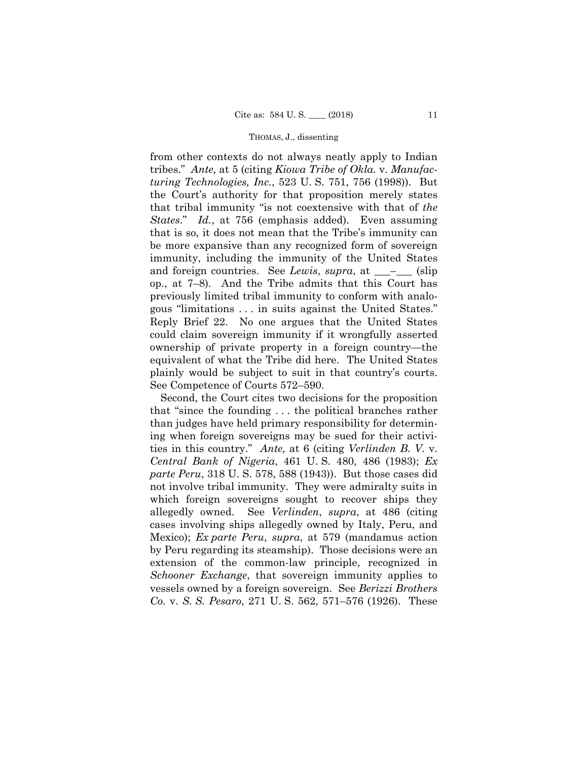from other contexts do not always neatly apply to Indian tribes." *Ante,* at 5 (citing *Kiowa Tribe of Okla.* v. *Manufacturing Technologies, Inc.*, 523 U. S. 751, 756 (1998)). But the Court's authority for that proposition merely states that tribal immunity "is not coextensive with that of *the States*." *Id.*, at 756 (emphasis added). Even assuming that is so, it does not mean that the Tribe's immunity can be more expansive than any recognized form of sovereign immunity, including the immunity of the United States and foreign countries. See *Lewis*, *supra*, at ___–___ (slip op., at 7–8). And the Tribe admits that this Court has previously limited tribal immunity to conform with analogous "limitations . . . in suits against the United States." Reply Brief 22. No one argues that the United States could claim sovereign immunity if it wrongfully asserted ownership of private property in a foreign country—the equivalent of what the Tribe did here. The United States plainly would be subject to suit in that country's courts. See Competence of Courts 572–590.

Second, the Court cites two decisions for the proposition that "since the founding . . . the political branches rather than judges have held primary responsibility for determining when foreign sovereigns may be sued for their activities in this country." *Ante,* at 6 (citing *Verlinden B. V.* v. *Central Bank of Nigeria*, 461 U. S. 480, 486 (1983); *Ex parte Peru*, 318 U. S. 578, 588 (1943)). But those cases did not involve tribal immunity. They were admiralty suits in which foreign sovereigns sought to recover ships they allegedly owned. See *Verlinden*, *supra*, at 486 (citing cases involving ships allegedly owned by Italy, Peru, and Mexico); *Ex parte Peru*, *supra*, at 579 (mandamus action by Peru regarding its steamship). Those decisions were an extension of the common-law principle, recognized in *Schooner Exchange*, that sovereign immunity applies to vessels owned by a foreign sovereign. See *Berizzi Brothers Co.* v. *S. S. Pesaro*, 271 U. S. 562, 571–576 (1926). These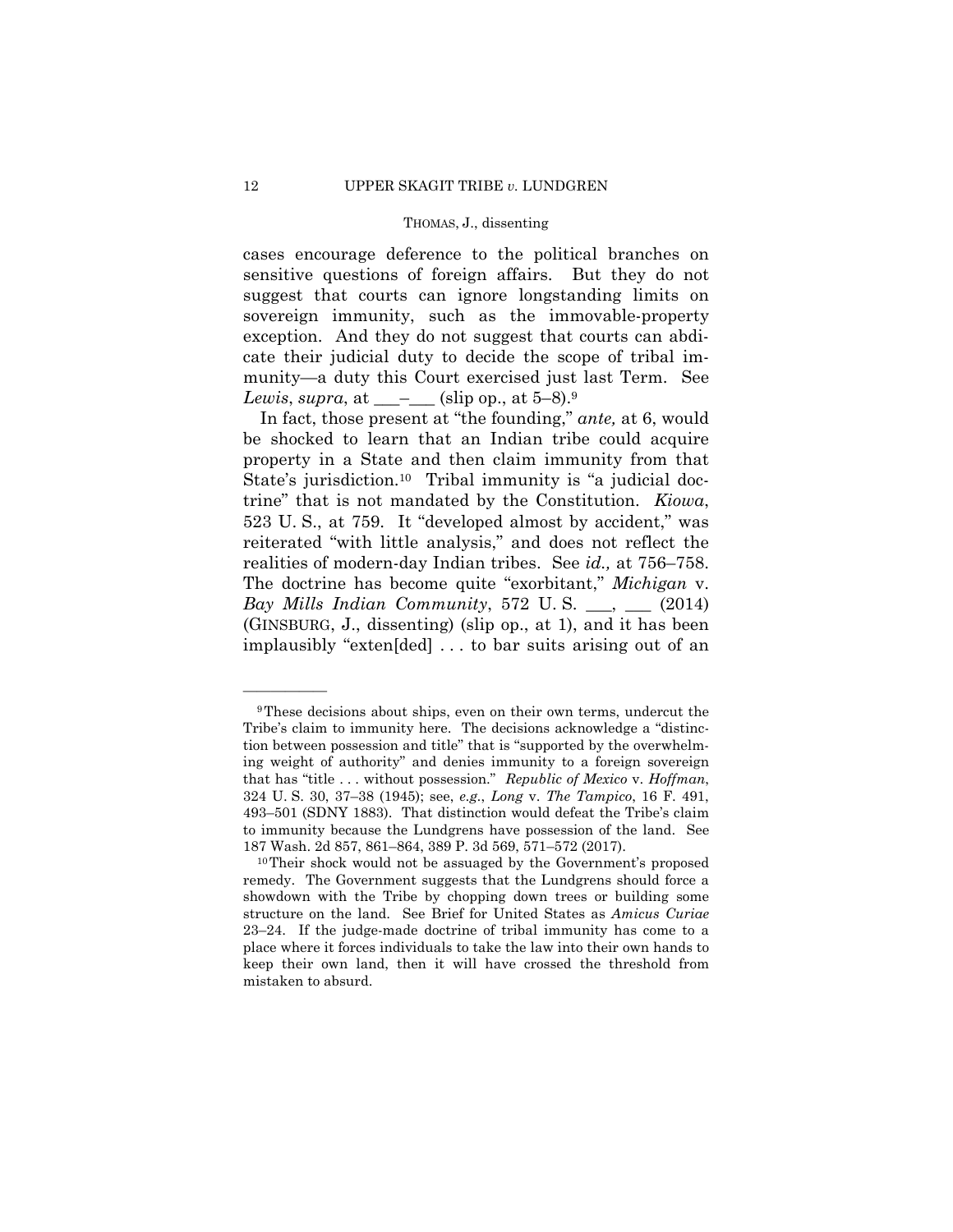cases encourage deference to the political branches on sensitive questions of foreign affairs. But they do not suggest that courts can ignore longstanding limits on sovereign immunity, such as the immovable-property exception. And they do not suggest that courts can abdicate their judicial duty to decide the scope of tribal immunity—a duty this Court exercised just last Term. See *Lewis*, *supra*, at ___–___ (slip op., at 5–8).[9]

In fact, those present at "the founding," *ante,* at 6, would be shocked to learn that an Indian tribe could acquire property in a State and then claim immunity from that State's jurisdiction.[10] Tribal immunity is "a judicial doctrine" that is not mandated by the Constitution. *Kiowa*, 523 U. S., at 759. It "developed almost by accident," was reiterated "with little analysis," and does not reflect the realities of modern-day Indian tribes. See *id.,* at 756–758. The doctrine has become quite "exorbitant," *Michigan* v. *Bay Mills Indian Community*, 572 U. S. ___, ___ (2014) (GINSBURG, J., dissenting) (slip op., at 1), and it has been implausibly "exten[ded] . . . to bar suits arising out of an

---

[9] These decisions about ships, even on their own terms, undercut the Tribe's claim to immunity here. The decisions acknowledge a "distinction between possession and title" that is "supported by the overwhelming weight of authority" and denies immunity to a foreign sovereign that has "title . . . without possession." *Republic of Mexico* v. *Hoffman*, 324 U. S. 30, 37–38 (1945); see, *e.g.*, *Long* v. *The Tampico*, 16 F. 491, 493–501 (SDNY 1883). That distinction would defeat the Tribe's claim to immunity because the Lundgrens have possession of the land. See 187 Wash. 2d 857, 861–864, 389 P. 3d 569, 571–572 (2017).

[10] Their shock would not be assuaged by the Government's proposed remedy. The Government suggests that the Lundgrens should force a showdown with the Tribe by chopping down trees or building some structure on the land. See Brief for United States as *Amicus Curiae* 23–24. If the judge-made doctrine of tribal immunity has come to a place where it forces individuals to take the law into their own hands to keep their own land, then it will have crossed the threshold from mistaken to absurd.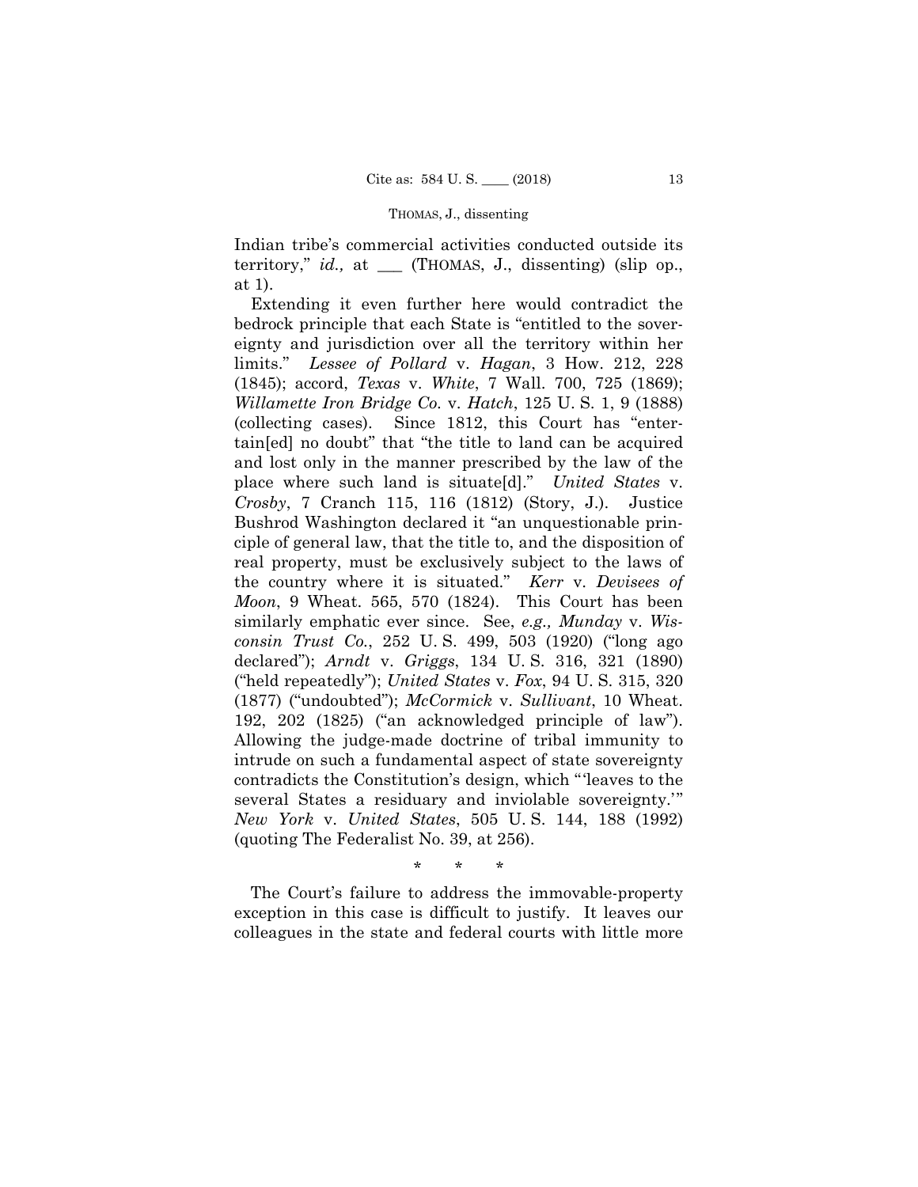Indian tribe's commercial activities conducted outside its territory," *id.,* at ___ (THOMAS, J., dissenting) (slip op., at 1).

Extending it even further here would contradict the bedrock principle that each State is "entitled to the sovereignty and jurisdiction over all the territory within her limits." *Lessee of Pollard* v. *Hagan*, 3 How. 212, 228 (1845); accord, *Texas* v. *White*, 7 Wall. 700, 725 (1869); *Willamette Iron Bridge Co.* v. *Hatch*, 125 U. S. 1, 9 (1888) (collecting cases). Since 1812, this Court has "entertain[ed] no doubt" that "the title to land can be acquired and lost only in the manner prescribed by the law of the place where such land is situate[d]." *United States* v. *Crosby*, 7 Cranch 115, 116 (1812) (Story, J.). Justice Bushrod Washington declared it "an unquestionable principle of general law, that the title to, and the disposition of real property, must be exclusively subject to the laws of the country where it is situated." *Kerr* v. *Devisees of Moon*, 9 Wheat. 565, 570 (1824). This Court has been similarly emphatic ever since. See, *e.g., Munday* v. *Wisconsin Trust Co.*, 252 U. S. 499, 503 (1920) ("long ago declared"); *Arndt* v. *Griggs*, 134 U. S. 316, 321 (1890) ("held repeatedly"); *United States* v. *Fox*, 94 U. S. 315, 320 (1877) ("undoubted"); *McCormick* v. *Sullivant*, 10 Wheat. 192, 202 (1825) ("an acknowledged principle of law"). Allowing the judge-made doctrine of tribal immunity to intrude on such a fundamental aspect of state sovereignty contradicts the Constitution's design, which "'leaves to the several States a residuary and inviolable sovereignty.'" *New York* v. *United States*, 505 U. S. 144, 188 (1992) (quoting The Federalist No. 39, at 256).

\* \* \*

The Court's failure to address the immovable-property exception in this case is difficult to justify. It leaves our colleagues in the state and federal courts with little more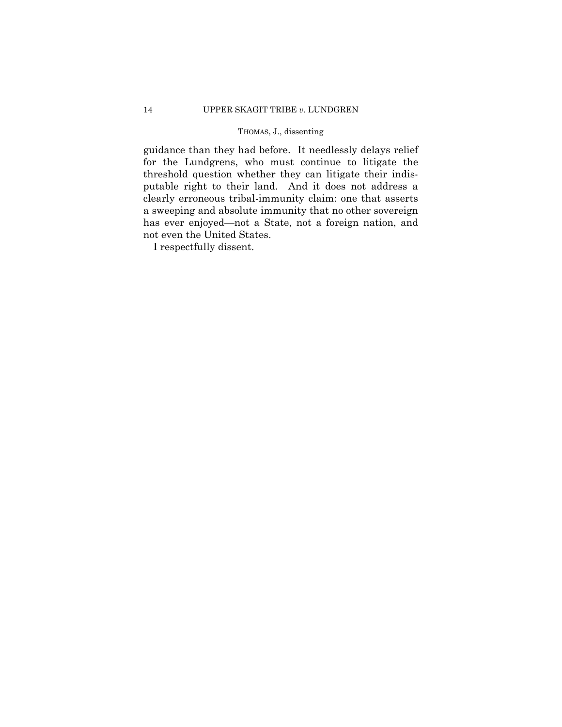guidance than they had before. It needlessly delays relief for the Lundgrens, who must continue to litigate the threshold question whether they can litigate their indisputable right to their land. And it does not address a clearly erroneous tribal-immunity claim: one that asserts a sweeping and absolute immunity that no other sovereign has ever enjoyed—not a State, not a foreign nation, and not even the United States.

I respectfully dissent.